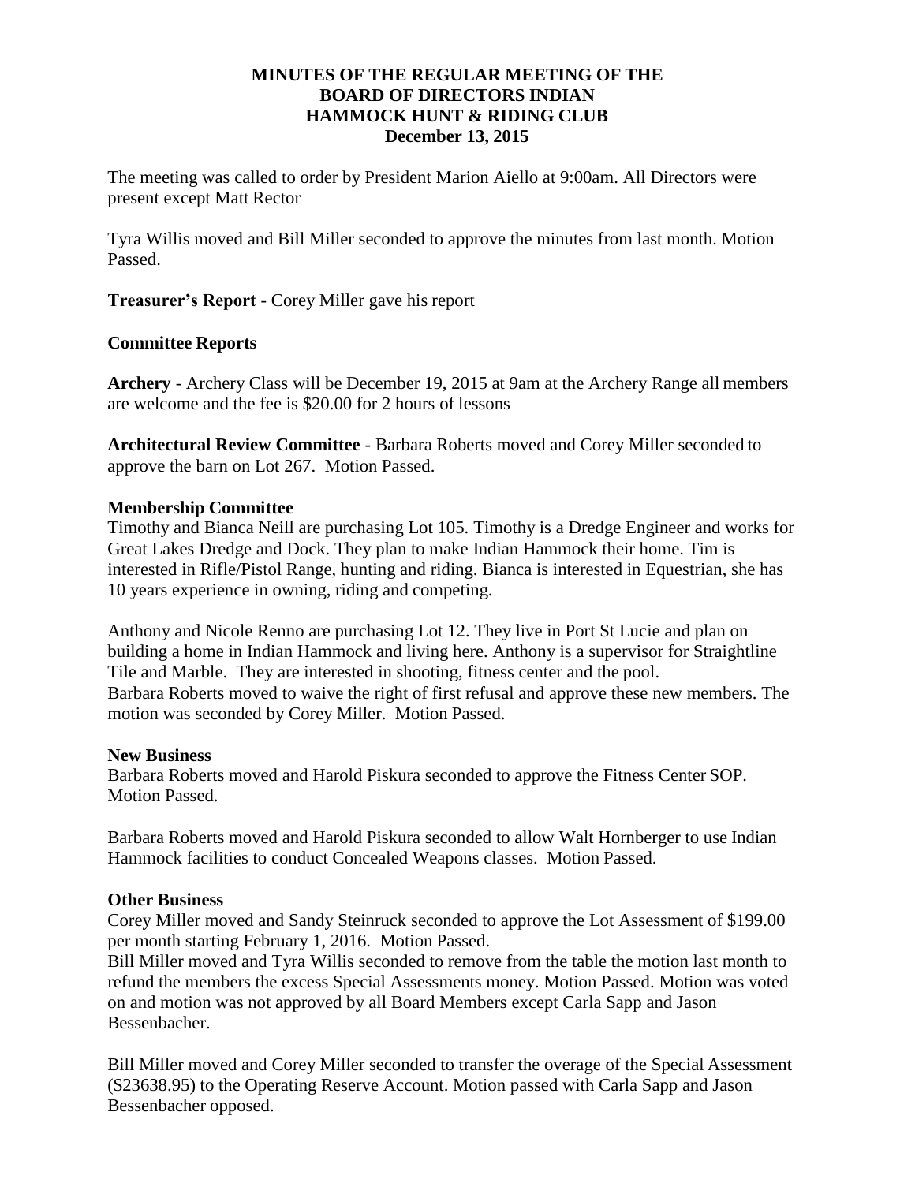# MINUTES OF THE REGULAR MEETING OF THE BOARD OF DIRECTORS INDIAN HAMMOCK HUNT & RIDING CLUB

**December 13, 2015**

The meeting was called to order by President Marion Aiello at 9:00am. All Directors were present except Matt Rector

Tyra Willis moved and Bill Miller seconded to approve the minutes from last month. Motion Passed.

**Treasurer's Report** - Corey Miller gave his report

**Committee Reports**

**Archery** - Archery Class will be December 19, 2015 at 9am at the Archery Range all members are welcome and the fee is $20.00 for 2 hours of lessons

**Architectural Review Committee** - Barbara Roberts moved and Corey Miller seconded to approve the barn on Lot 267. Motion Passed.

**Membership Committee**

Timothy and Bianca Neill are purchasing Lot 105. Timothy is a Dredge Engineer and works for Great Lakes Dredge and Dock. They plan to make Indian Hammock their home. Tim is interested in Rifle/Pistol Range, hunting and riding. Bianca is interested in Equestrian, she has 10 years experience in owning, riding and competing.

Anthony and Nicole Renno are purchasing Lot 12. They live in Port St Lucie and plan on building a home in Indian Hammock and living here. Anthony is a supervisor for Straightline Tile and Marble. They are interested in shooting, fitness center and the pool.
Barbara Roberts moved to waive the right of first refusal and approve these new members. The motion was seconded by Corey Miller. Motion Passed.

**New Business**

Barbara Roberts moved and Harold Piskura seconded to approve the Fitness Center SOP. Motion Passed.

Barbara Roberts moved and Harold Piskura seconded to allow Walt Hornberger to use Indian Hammock facilities to conduct Concealed Weapons classes. Motion Passed.

**Other Business**

Corey Miller moved and Sandy Steinruck seconded to approve the Lot Assessment of $199.00 per month starting February 1, 2016. Motion Passed.
Bill Miller moved and Tyra Willis seconded to remove from the table the motion last month to refund the members the excess Special Assessments money. Motion Passed. Motion was voted on and motion was not approved by all Board Members except Carla Sapp and Jason Bessenbacher.

Bill Miller moved and Corey Miller seconded to transfer the overage of the Special Assessment ($23638.95) to the Operating Reserve Account. Motion passed with Carla Sapp and Jason Bessenbacher opposed.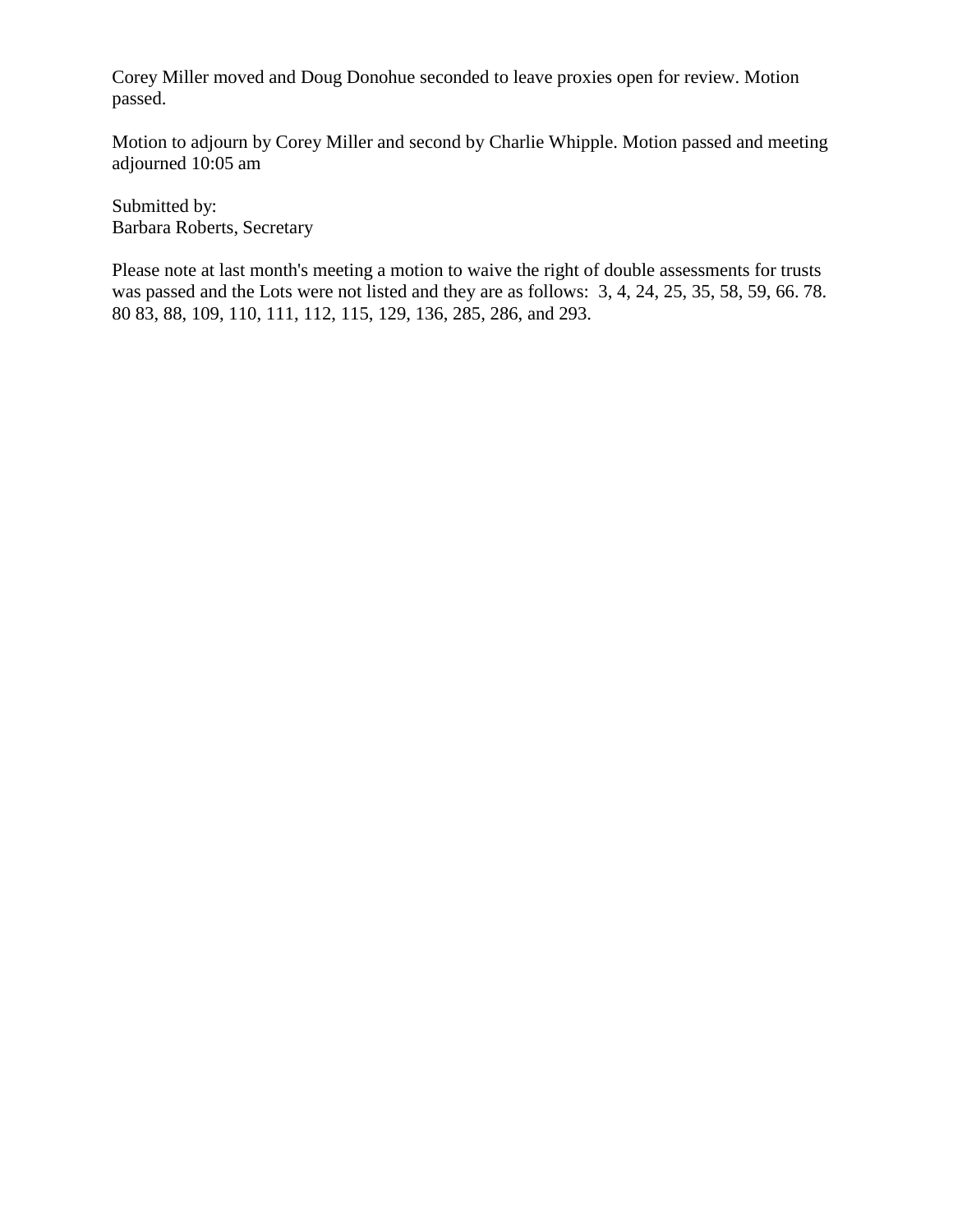Corey Miller moved and Doug Donohue seconded to leave proxies open for review. Motion passed.

Motion to adjourn by Corey Miller and second by Charlie Whipple. Motion passed and meeting adjourned 10:05 am

Submitted by:
Barbara Roberts, Secretary

Please note at last month's meeting a motion to waive the right of double assessments for trusts was passed and the Lots were not listed and they are as follows: 3, 4, 24, 25, 35, 58, 59, 66. 78. 80 83, 88, 109, 110, 111, 112, 115, 129, 136, 285, 286, and 293.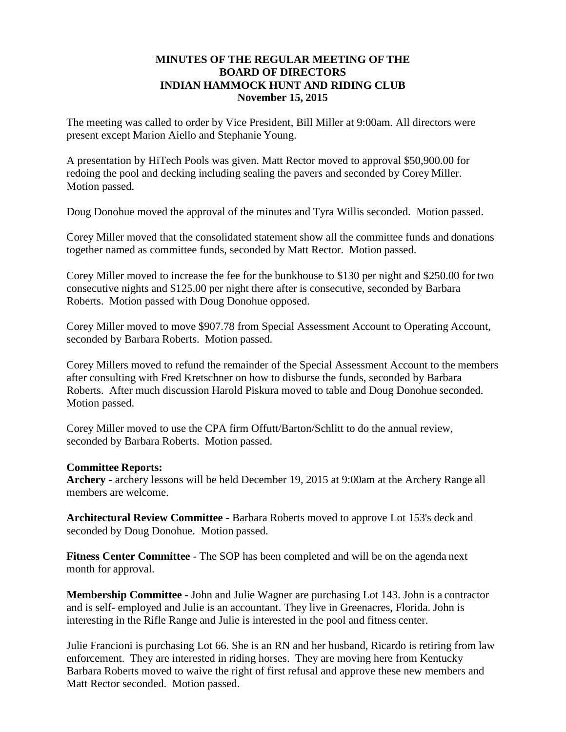**MINUTES OF THE REGULAR MEETING OF THE BOARD OF DIRECTORS INDIAN HAMMOCK HUNT AND RIDING CLUB November 15, 2015**

The meeting was called to order by Vice President, Bill Miller at 9:00am. All directors were present except Marion Aiello and Stephanie Young.

A presentation by HiTech Pools was given. Matt Rector moved to approval $50,900.00 for redoing the pool and decking including sealing the pavers and seconded by Corey Miller. Motion passed.

Doug Donohue moved the approval of the minutes and Tyra Willis seconded. Motion passed.

Corey Miller moved that the consolidated statement show all the committee funds and donations together named as committee funds, seconded by Matt Rector. Motion passed.

Corey Miller moved to increase the fee for the bunkhouse to $130 per night and $250.00 for two consecutive nights and $125.00 per night there after is consecutive, seconded by Barbara Roberts. Motion passed with Doug Donohue opposed.

Corey Miller moved to move $907.78 from Special Assessment Account to Operating Account, seconded by Barbara Roberts. Motion passed.

Corey Millers moved to refund the remainder of the Special Assessment Account to the members after consulting with Fred Kretschner on how to disburse the funds, seconded by Barbara Roberts. After much discussion Harold Piskura moved to table and Doug Donohue seconded. Motion passed.

Corey Miller moved to use the CPA firm Offutt/Barton/Schlitt to do the annual review, seconded by Barbara Roberts. Motion passed.

**Committee Reports:**

**Archery** - archery lessons will be held December 19, 2015 at 9:00am at the Archery Range all members are welcome.

**Architectural Review Committee** - Barbara Roberts moved to approve Lot 153's deck and seconded by Doug Donohue. Motion passed.

**Fitness Center Committee** - The SOP has been completed and will be on the agenda next month for approval.

**Membership Committee -** John and Julie Wagner are purchasing Lot 143. John is a contractor and is self- employed and Julie is an accountant. They live in Greenacres, Florida. John is interesting in the Rifle Range and Julie is interested in the pool and fitness center.

Julie Francioni is purchasing Lot 66. She is an RN and her husband, Ricardo is retiring from law enforcement. They are interested in riding horses. They are moving here from Kentucky Barbara Roberts moved to waive the right of first refusal and approve these new members and Matt Rector seconded. Motion passed.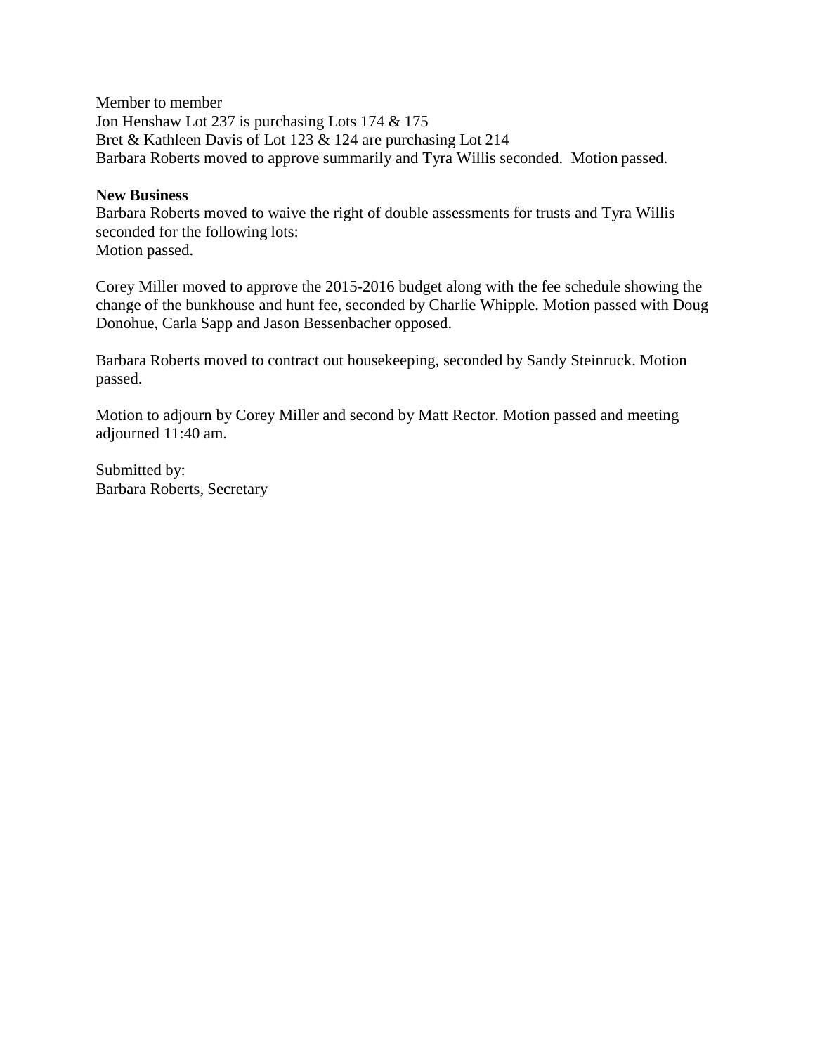Member to member
Jon Henshaw Lot 237 is purchasing Lots 174 & 175
Bret & Kathleen Davis of Lot 123 & 124 are purchasing Lot 214
Barbara Roberts moved to approve summarily and Tyra Willis seconded. Motion passed.

**New Business**
Barbara Roberts moved to waive the right of double assessments for trusts and Tyra Willis seconded for the following lots:
Motion passed.

Corey Miller moved to approve the 2015-2016 budget along with the fee schedule showing the change of the bunkhouse and hunt fee, seconded by Charlie Whipple. Motion passed with Doug Donohue, Carla Sapp and Jason Bessenbacher opposed.

Barbara Roberts moved to contract out housekeeping, seconded by Sandy Steinruck. Motion passed.

Motion to adjourn by Corey Miller and second by Matt Rector. Motion passed and meeting adjourned 11:40 am.

Submitted by:
Barbara Roberts, Secretary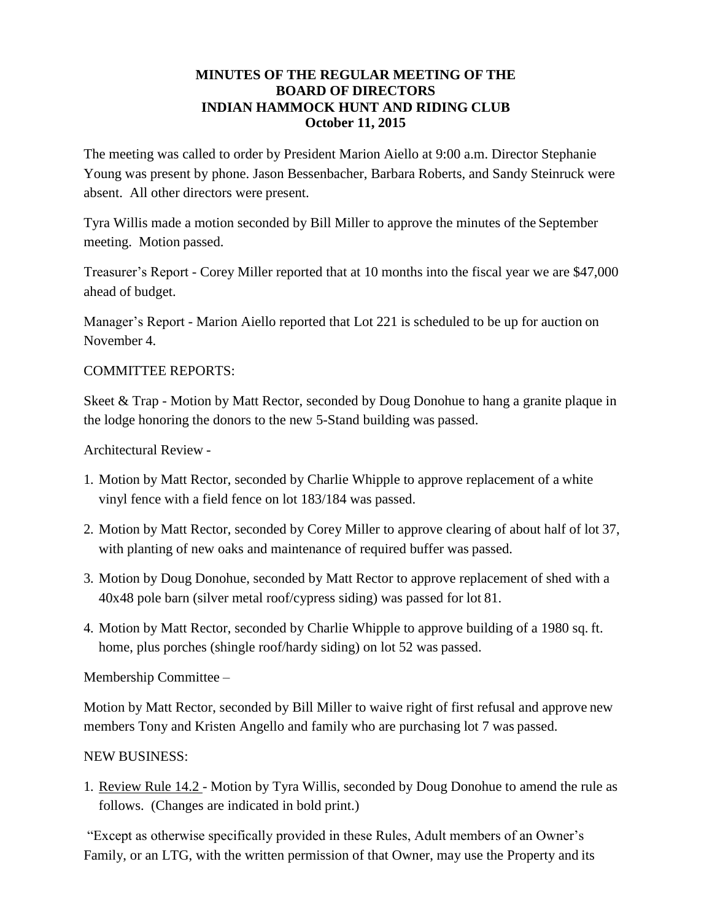# MINUTES OF THE REGULAR MEETING OF THE BOARD OF DIRECTORS INDIAN HAMMOCK HUNT AND RIDING CLUB October 11, 2015

The meeting was called to order by President Marion Aiello at 9:00 a.m. Director Stephanie Young was present by phone. Jason Bessenbacher, Barbara Roberts, and Sandy Steinruck were absent. All other directors were present.

Tyra Willis made a motion seconded by Bill Miller to approve the minutes of the September meeting. Motion passed.

Treasurer's Report - Corey Miller reported that at 10 months into the fiscal year we are $47,000 ahead of budget.

Manager's Report - Marion Aiello reported that Lot 221 is scheduled to be up for auction on November 4.

COMMITTEE REPORTS:

Skeet & Trap - Motion by Matt Rector, seconded by Doug Donohue to hang a granite plaque in the lodge honoring the donors to the new 5-Stand building was passed.

Architectural Review -

1. Motion by Matt Rector, seconded by Charlie Whipple to approve replacement of a white vinyl fence with a field fence on lot 183/184 was passed.
2. Motion by Matt Rector, seconded by Corey Miller to approve clearing of about half of lot 37, with planting of new oaks and maintenance of required buffer was passed.
3. Motion by Doug Donohue, seconded by Matt Rector to approve replacement of shed with a 40x48 pole barn (silver metal roof/cypress siding) was passed for lot 81.
4. Motion by Matt Rector, seconded by Charlie Whipple to approve building of a 1980 sq. ft. home, plus porches (shingle roof/hardy siding) on lot 52 was passed.

Membership Committee –

Motion by Matt Rector, seconded by Bill Miller to waive right of first refusal and approve new members Tony and Kristen Angello and family who are purchasing lot 7 was passed.

NEW BUSINESS:

1. Review Rule 14.2 - Motion by Tyra Willis, seconded by Doug Donohue to amend the rule as follows. (Changes are indicated in bold print.)

"Except as otherwise specifically provided in these Rules, Adult members of an Owner's Family, or an LTG, with the written permission of that Owner, may use the Property and its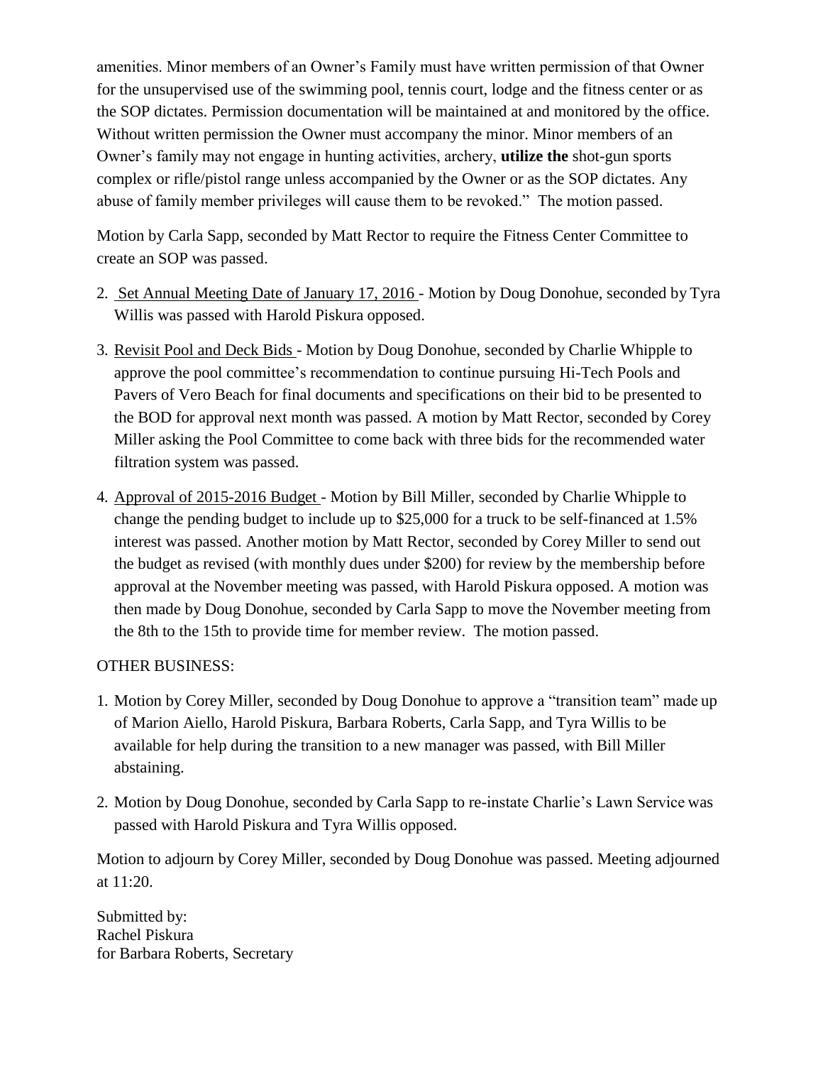amenities. Minor members of an Owner's Family must have written permission of that Owner for the unsupervised use of the swimming pool, tennis court, lodge and the fitness center or as the SOP dictates. Permission documentation will be maintained at and monitored by the office. Without written permission the Owner must accompany the minor. Minor members of an Owner's family may not engage in hunting activities, archery, **utilize the** shot-gun sports complex or rifle/pistol range unless accompanied by the Owner or as the SOP dictates. Any abuse of family member privileges will cause them to be revoked." The motion passed.

Motion by Carla Sapp, seconded by Matt Rector to require the Fitness Center Committee to create an SOP was passed.

2. Set Annual Meeting Date of January 17, 2016 - Motion by Doug Donohue, seconded by Tyra Willis was passed with Harold Piskura opposed.

3. Revisit Pool and Deck Bids - Motion by Doug Donohue, seconded by Charlie Whipple to approve the pool committee's recommendation to continue pursuing Hi-Tech Pools and Pavers of Vero Beach for final documents and specifications on their bid to be presented to the BOD for approval next month was passed. A motion by Matt Rector, seconded by Corey Miller asking the Pool Committee to come back with three bids for the recommended water filtration system was passed.

4. Approval of 2015-2016 Budget - Motion by Bill Miller, seconded by Charlie Whipple to change the pending budget to include up to $25,000 for a truck to be self-financed at 1.5% interest was passed. Another motion by Matt Rector, seconded by Corey Miller to send out the budget as revised (with monthly dues under $200) for review by the membership before approval at the November meeting was passed, with Harold Piskura opposed. A motion was then made by Doug Donohue, seconded by Carla Sapp to move the November meeting from the 8th to the 15th to provide time for member review. The motion passed.

OTHER BUSINESS:

1. Motion by Corey Miller, seconded by Doug Donohue to approve a "transition team" made up of Marion Aiello, Harold Piskura, Barbara Roberts, Carla Sapp, and Tyra Willis to be available for help during the transition to a new manager was passed, with Bill Miller abstaining.

2. Motion by Doug Donohue, seconded by Carla Sapp to re-instate Charlie's Lawn Service was passed with Harold Piskura and Tyra Willis opposed.

Motion to adjourn by Corey Miller, seconded by Doug Donohue was passed. Meeting adjourned at 11:20.

Submitted by:
Rachel Piskura
for Barbara Roberts, Secretary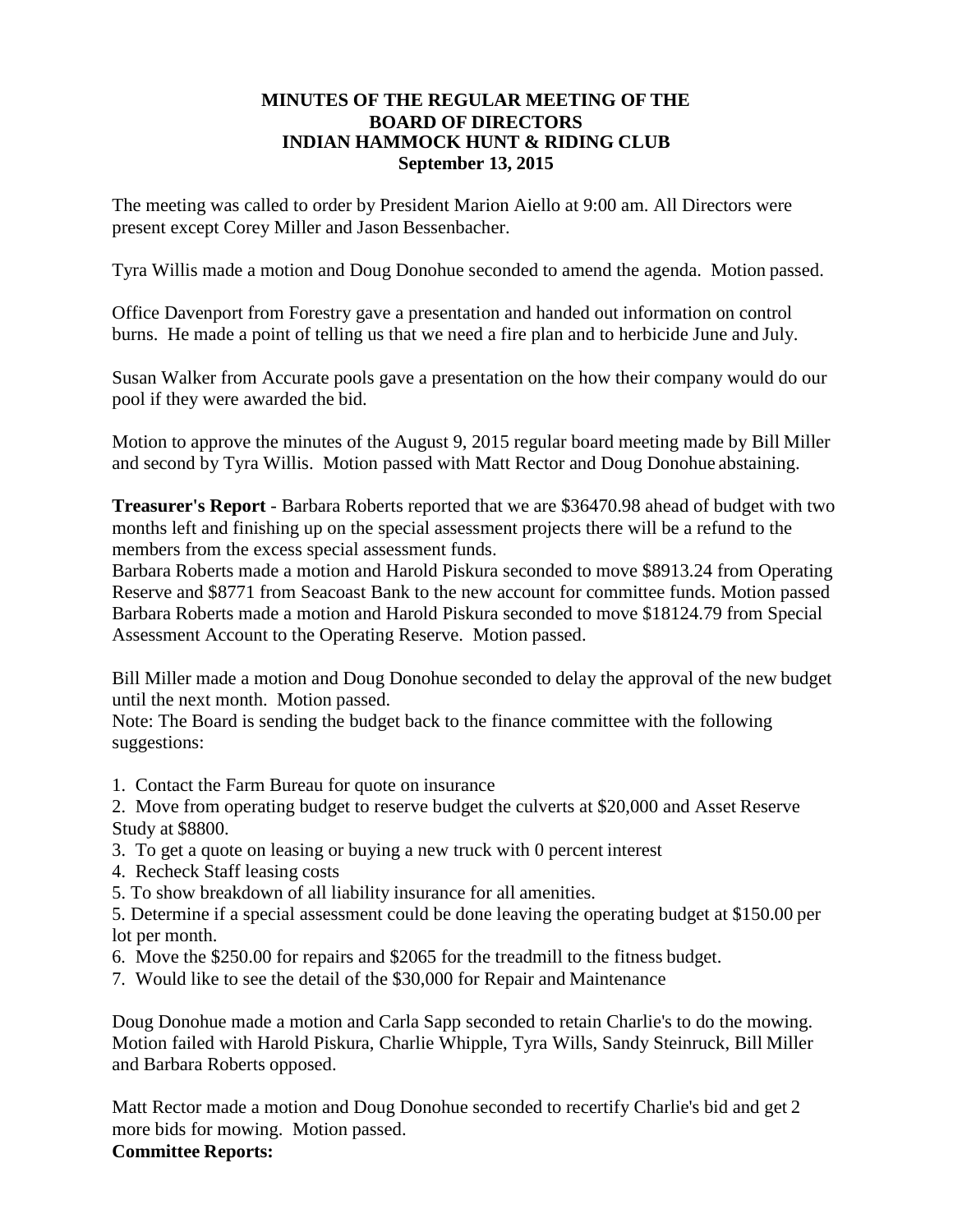**MINUTES OF THE REGULAR MEETING OF THE BOARD OF DIRECTORS INDIAN HAMMOCK HUNT & RIDING CLUB September 13, 2015**

The meeting was called to order by President Marion Aiello at 9:00 am. All Directors were present except Corey Miller and Jason Bessenbacher.

Tyra Willis made a motion and Doug Donohue seconded to amend the agenda. Motion passed.

Office Davenport from Forestry gave a presentation and handed out information on control burns. He made a point of telling us that we need a fire plan and to herbicide June and July.

Susan Walker from Accurate pools gave a presentation on the how their company would do our pool if they were awarded the bid.

Motion to approve the minutes of the August 9, 2015 regular board meeting made by Bill Miller and second by Tyra Willis. Motion passed with Matt Rector and Doug Donohue abstaining.

**Treasurer's Report** - Barbara Roberts reported that we are $36470.98 ahead of budget with two months left and finishing up on the special assessment projects there will be a refund to the members from the excess special assessment funds.
Barbara Roberts made a motion and Harold Piskura seconded to move $8913.24 from Operating Reserve and $8771 from Seacoast Bank to the new account for committee funds. Motion passed
Barbara Roberts made a motion and Harold Piskura seconded to move $18124.79 from Special Assessment Account to the Operating Reserve. Motion passed.

Bill Miller made a motion and Doug Donohue seconded to delay the approval of the new budget until the next month. Motion passed.
Note: The Board is sending the budget back to the finance committee with the following suggestions:

1. Contact the Farm Bureau for quote on insurance
2. Move from operating budget to reserve budget the culverts at $20,000 and Asset Reserve Study at $8800.
3. To get a quote on leasing or buying a new truck with 0 percent interest
4. Recheck Staff leasing costs
5. To show breakdown of all liability insurance for all amenities.
5. Determine if a special assessment could be done leaving the operating budget at $150.00 per lot per month.
6. Move the $250.00 for repairs and $2065 for the treadmill to the fitness budget.
7. Would like to see the detail of the $30,000 for Repair and Maintenance

Doug Donohue made a motion and Carla Sapp seconded to retain Charlie's to do the mowing. Motion failed with Harold Piskura, Charlie Whipple, Tyra Wills, Sandy Steinruck, Bill Miller and Barbara Roberts opposed.

Matt Rector made a motion and Doug Donohue seconded to recertify Charlie's bid and get 2 more bids for mowing. Motion passed.

**Committee Reports:**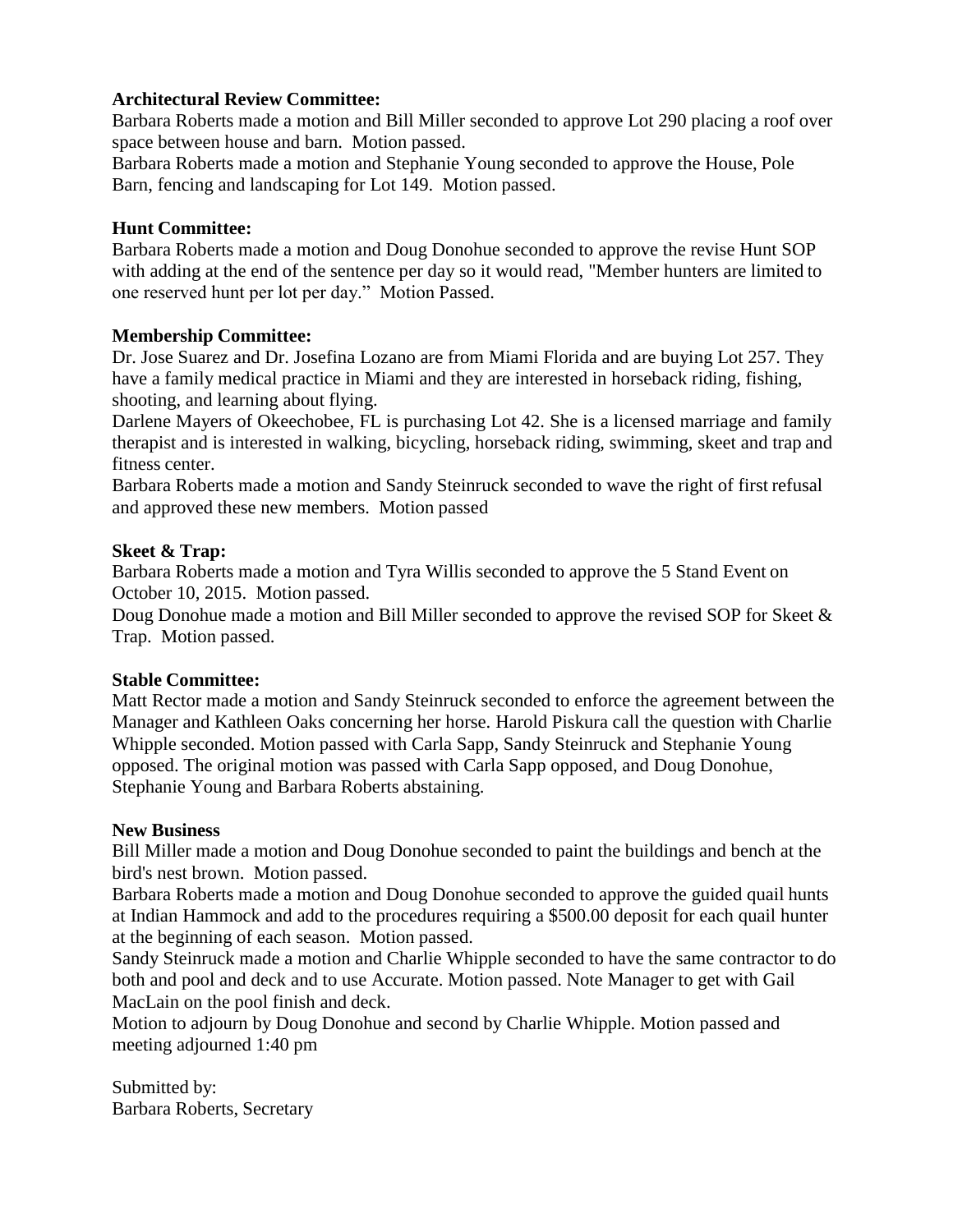**Architectural Review Committee:**
Barbara Roberts made a motion and Bill Miller seconded to approve Lot 290 placing a roof over space between house and barn. Motion passed.
Barbara Roberts made a motion and Stephanie Young seconded to approve the House, Pole Barn, fencing and landscaping for Lot 149. Motion passed.

**Hunt Committee:**
Barbara Roberts made a motion and Doug Donohue seconded to approve the revise Hunt SOP with adding at the end of the sentence per day so it would read, "Member hunters are limited to one reserved hunt per lot per day." Motion Passed.

**Membership Committee:**
Dr. Jose Suarez and Dr. Josefina Lozano are from Miami Florida and are buying Lot 257. They have a family medical practice in Miami and they are interested in horseback riding, fishing, shooting, and learning about flying.
Darlene Mayers of Okeechobee, FL is purchasing Lot 42. She is a licensed marriage and family therapist and is interested in walking, bicycling, horseback riding, swimming, skeet and trap and fitness center.
Barbara Roberts made a motion and Sandy Steinruck seconded to wave the right of first refusal and approved these new members. Motion passed

**Skeet & Trap:**
Barbara Roberts made a motion and Tyra Willis seconded to approve the 5 Stand Event on October 10, 2015. Motion passed.
Doug Donohue made a motion and Bill Miller seconded to approve the revised SOP for Skeet & Trap. Motion passed.

**Stable Committee:**
Matt Rector made a motion and Sandy Steinruck seconded to enforce the agreement between the Manager and Kathleen Oaks concerning her horse. Harold Piskura call the question with Charlie Whipple seconded. Motion passed with Carla Sapp, Sandy Steinruck and Stephanie Young opposed. The original motion was passed with Carla Sapp opposed, and Doug Donohue, Stephanie Young and Barbara Roberts abstaining.

**New Business**
Bill Miller made a motion and Doug Donohue seconded to paint the buildings and bench at the bird's nest brown. Motion passed.
Barbara Roberts made a motion and Doug Donohue seconded to approve the guided quail hunts at Indian Hammock and add to the procedures requiring a $500.00 deposit for each quail hunter at the beginning of each season. Motion passed.
Sandy Steinruck made a motion and Charlie Whipple seconded to have the same contractor to do both and pool and deck and to use Accurate. Motion passed. Note Manager to get with Gail MacLain on the pool finish and deck.
Motion to adjourn by Doug Donohue and second by Charlie Whipple. Motion passed and meeting adjourned 1:40 pm

Submitted by:
Barbara Roberts, Secretary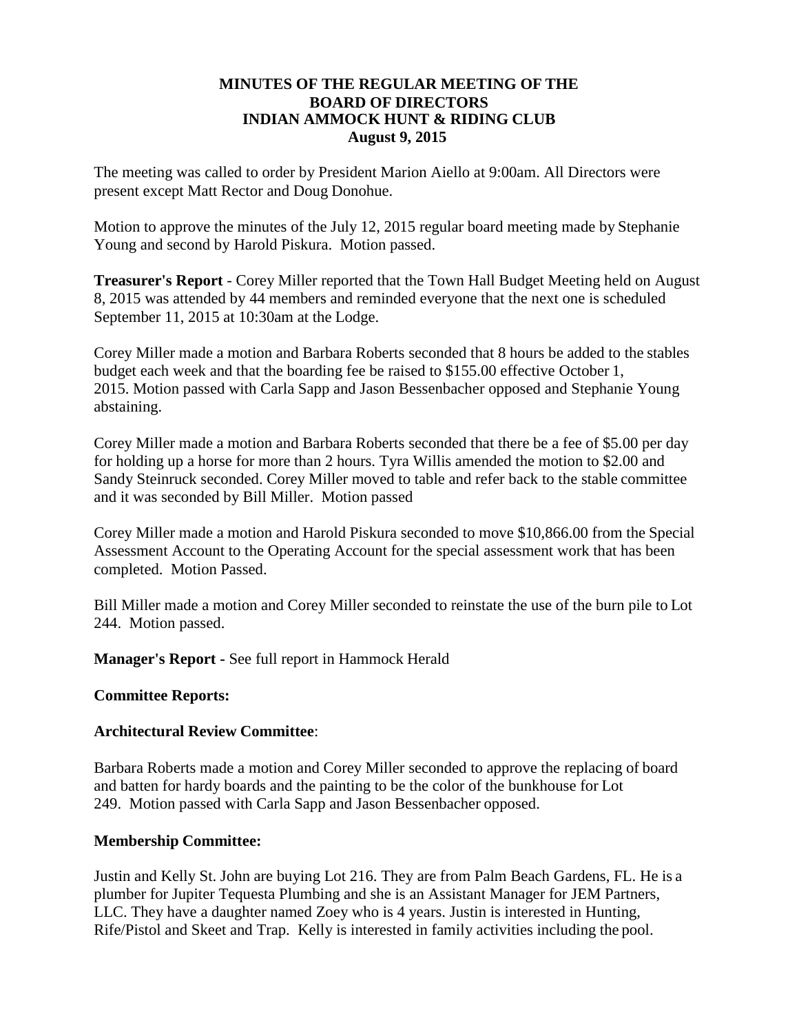**MINUTES OF THE REGULAR MEETING OF THE BOARD OF DIRECTORS INDIAN AMMOCK HUNT & RIDING CLUB August 9, 2015**

The meeting was called to order by President Marion Aiello at 9:00am. All Directors were present except Matt Rector and Doug Donohue.

Motion to approve the minutes of the July 12, 2015 regular board meeting made by Stephanie Young and second by Harold Piskura. Motion passed.

**Treasurer's Report** - Corey Miller reported that the Town Hall Budget Meeting held on August 8, 2015 was attended by 44 members and reminded everyone that the next one is scheduled September 11, 2015 at 10:30am at the Lodge.

Corey Miller made a motion and Barbara Roberts seconded that 8 hours be added to the stables budget each week and that the boarding fee be raised to $155.00 effective October 1, 2015. Motion passed with Carla Sapp and Jason Bessenbacher opposed and Stephanie Young abstaining.

Corey Miller made a motion and Barbara Roberts seconded that there be a fee of $5.00 per day for holding up a horse for more than 2 hours. Tyra Willis amended the motion to $2.00 and Sandy Steinruck seconded. Corey Miller moved to table and refer back to the stable committee and it was seconded by Bill Miller. Motion passed

Corey Miller made a motion and Harold Piskura seconded to move $10,866.00 from the Special Assessment Account to the Operating Account for the special assessment work that has been completed. Motion Passed.

Bill Miller made a motion and Corey Miller seconded to reinstate the use of the burn pile to Lot 244. Motion passed.

**Manager's Report -** See full report in Hammock Herald

**Committee Reports:**

**Architectural Review Committee**:

Barbara Roberts made a motion and Corey Miller seconded to approve the replacing of board and batten for hardy boards and the painting to be the color of the bunkhouse for Lot 249. Motion passed with Carla Sapp and Jason Bessenbacher opposed.

**Membership Committee:**

Justin and Kelly St. John are buying Lot 216. They are from Palm Beach Gardens, FL. He is a plumber for Jupiter Tequesta Plumbing and she is an Assistant Manager for JEM Partners, LLC. They have a daughter named Zoey who is 4 years. Justin is interested in Hunting, Rife/Pistol and Skeet and Trap. Kelly is interested in family activities including the pool.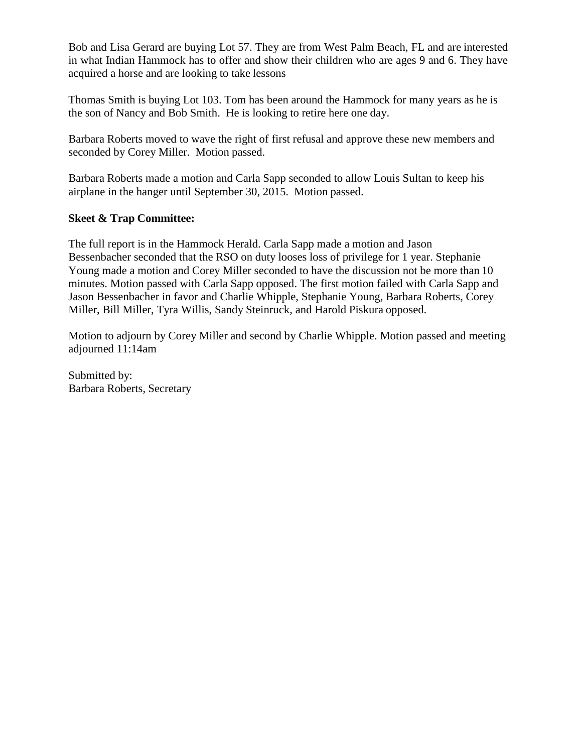Bob and Lisa Gerard are buying Lot 57. They are from West Palm Beach, FL and are interested in what Indian Hammock has to offer and show their children who are ages 9 and 6. They have acquired a horse and are looking to take lessons

Thomas Smith is buying Lot 103. Tom has been around the Hammock for many years as he is the son of Nancy and Bob Smith. He is looking to retire here one day.

Barbara Roberts moved to wave the right of first refusal and approve these new members and seconded by Corey Miller. Motion passed.

Barbara Roberts made a motion and Carla Sapp seconded to allow Louis Sultan to keep his airplane in the hanger until September 30, 2015. Motion passed.

**Skeet & Trap Committee:**

The full report is in the Hammock Herald. Carla Sapp made a motion and Jason Bessenbacher seconded that the RSO on duty looses loss of privilege for 1 year. Stephanie Young made a motion and Corey Miller seconded to have the discussion not be more than 10 minutes. Motion passed with Carla Sapp opposed. The first motion failed with Carla Sapp and Jason Bessenbacher in favor and Charlie Whipple, Stephanie Young, Barbara Roberts, Corey Miller, Bill Miller, Tyra Willis, Sandy Steinruck, and Harold Piskura opposed.

Motion to adjourn by Corey Miller and second by Charlie Whipple. Motion passed and meeting adjourned 11:14am

Submitted by:
Barbara Roberts, Secretary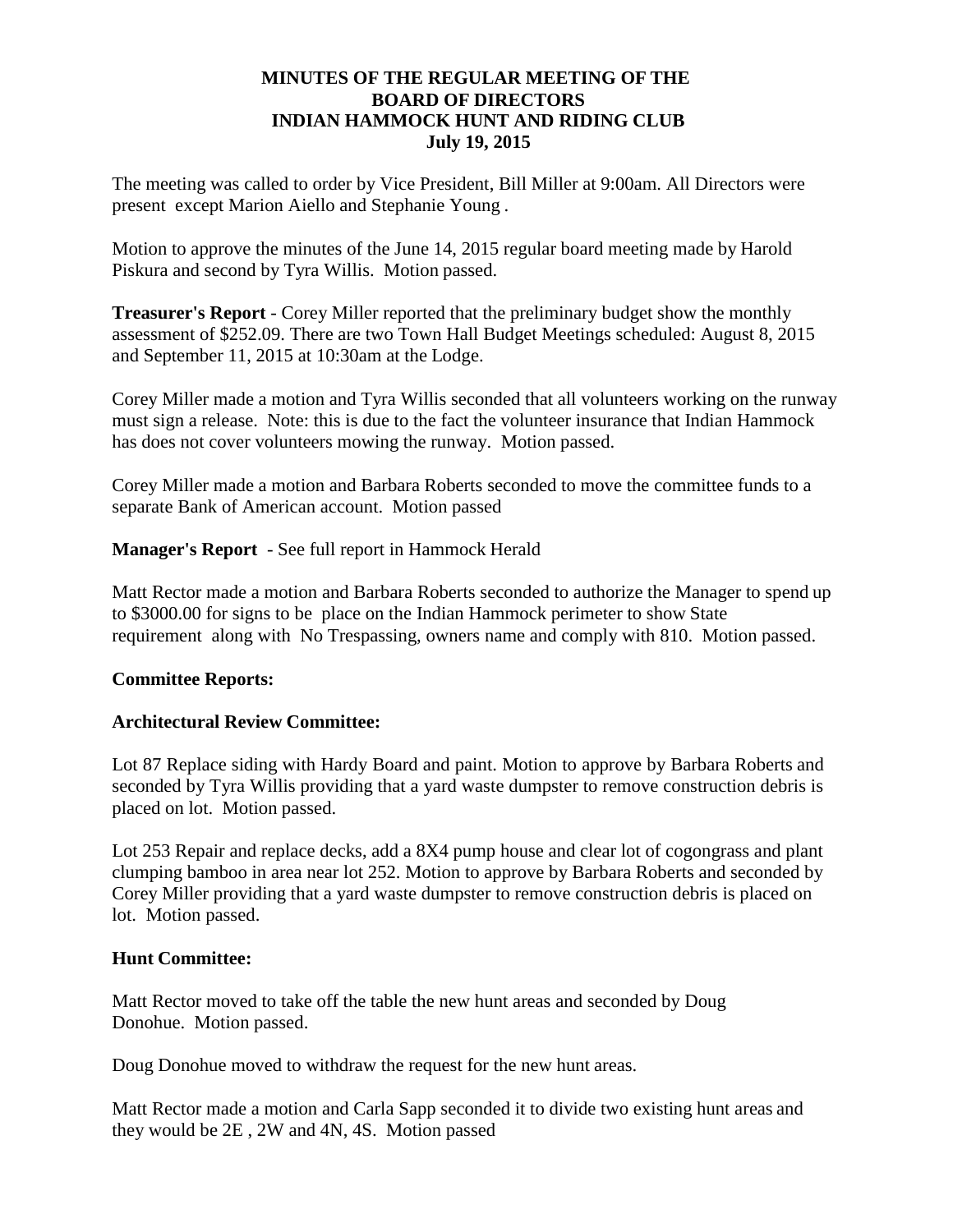**MINUTES OF THE REGULAR MEETING OF THE BOARD OF DIRECTORS INDIAN HAMMOCK HUNT AND RIDING CLUB July 19, 2015**

The meeting was called to order by Vice President, Bill Miller at 9:00am. All Directors were present except Marion Aiello and Stephanie Young .

Motion to approve the minutes of the June 14, 2015 regular board meeting made by Harold Piskura and second by Tyra Willis. Motion passed.

**Treasurer's Report** - Corey Miller reported that the preliminary budget show the monthly assessment of $252.09. There are two Town Hall Budget Meetings scheduled: August 8, 2015 and September 11, 2015 at 10:30am at the Lodge.

Corey Miller made a motion and Tyra Willis seconded that all volunteers working on the runway must sign a release. Note: this is due to the fact the volunteer insurance that Indian Hammock has does not cover volunteers mowing the runway. Motion passed.

Corey Miller made a motion and Barbara Roberts seconded to move the committee funds to a separate Bank of American account. Motion passed

**Manager's Report** - See full report in Hammock Herald

Matt Rector made a motion and Barbara Roberts seconded to authorize the Manager to spend up to $3000.00 for signs to be place on the Indian Hammock perimeter to show State requirement along with No Trespassing, owners name and comply with 810. Motion passed.

**Committee Reports:**

**Architectural Review Committee:**

Lot 87 Replace siding with Hardy Board and paint. Motion to approve by Barbara Roberts and seconded by Tyra Willis providing that a yard waste dumpster to remove construction debris is placed on lot. Motion passed.

Lot 253 Repair and replace decks, add a 8X4 pump house and clear lot of cogongrass and plant clumping bamboo in area near lot 252. Motion to approve by Barbara Roberts and seconded by Corey Miller providing that a yard waste dumpster to remove construction debris is placed on lot. Motion passed.

**Hunt Committee:**

Matt Rector moved to take off the table the new hunt areas and seconded by Doug Donohue. Motion passed.

Doug Donohue moved to withdraw the request for the new hunt areas.

Matt Rector made a motion and Carla Sapp seconded it to divide two existing hunt areas and they would be 2E , 2W and 4N, 4S. Motion passed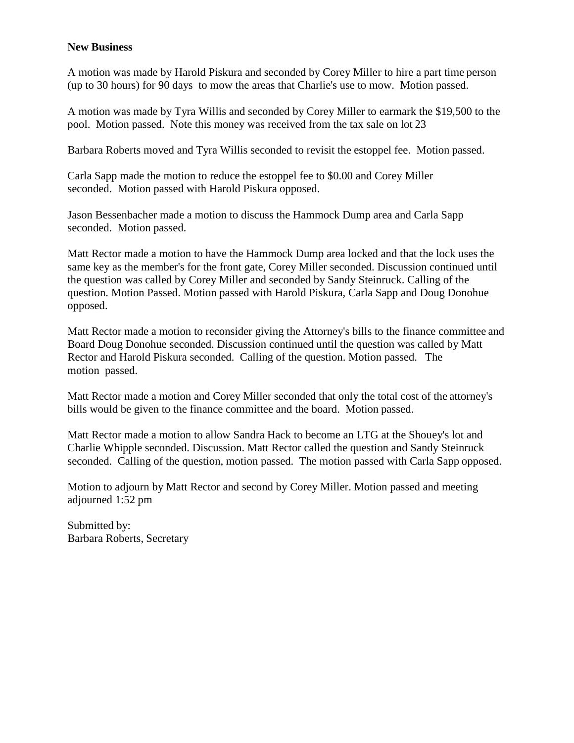**New Business**

A motion was made by Harold Piskura and seconded by Corey Miller to hire a part time person (up to 30 hours) for 90 days to mow the areas that Charlie's use to mow. Motion passed.

A motion was made by Tyra Willis and seconded by Corey Miller to earmark the $19,500 to the pool. Motion passed. Note this money was received from the tax sale on lot 23

Barbara Roberts moved and Tyra Willis seconded to revisit the estoppel fee. Motion passed.

Carla Sapp made the motion to reduce the estoppel fee to $0.00 and Corey Miller seconded. Motion passed with Harold Piskura opposed.

Jason Bessenbacher made a motion to discuss the Hammock Dump area and Carla Sapp seconded. Motion passed.

Matt Rector made a motion to have the Hammock Dump area locked and that the lock uses the same key as the member's for the front gate, Corey Miller seconded. Discussion continued until the question was called by Corey Miller and seconded by Sandy Steinruck. Calling of the question. Motion Passed. Motion passed with Harold Piskura, Carla Sapp and Doug Donohue opposed.

Matt Rector made a motion to reconsider giving the Attorney's bills to the finance committee and Board Doug Donohue seconded. Discussion continued until the question was called by Matt Rector and Harold Piskura seconded. Calling of the question. Motion passed. The motion passed.

Matt Rector made a motion and Corey Miller seconded that only the total cost of the attorney's bills would be given to the finance committee and the board. Motion passed.

Matt Rector made a motion to allow Sandra Hack to become an LTG at the Shouey's lot and Charlie Whipple seconded. Discussion. Matt Rector called the question and Sandy Steinruck seconded. Calling of the question, motion passed. The motion passed with Carla Sapp opposed.

Motion to adjourn by Matt Rector and second by Corey Miller. Motion passed and meeting adjourned 1:52 pm

Submitted by:
Barbara Roberts, Secretary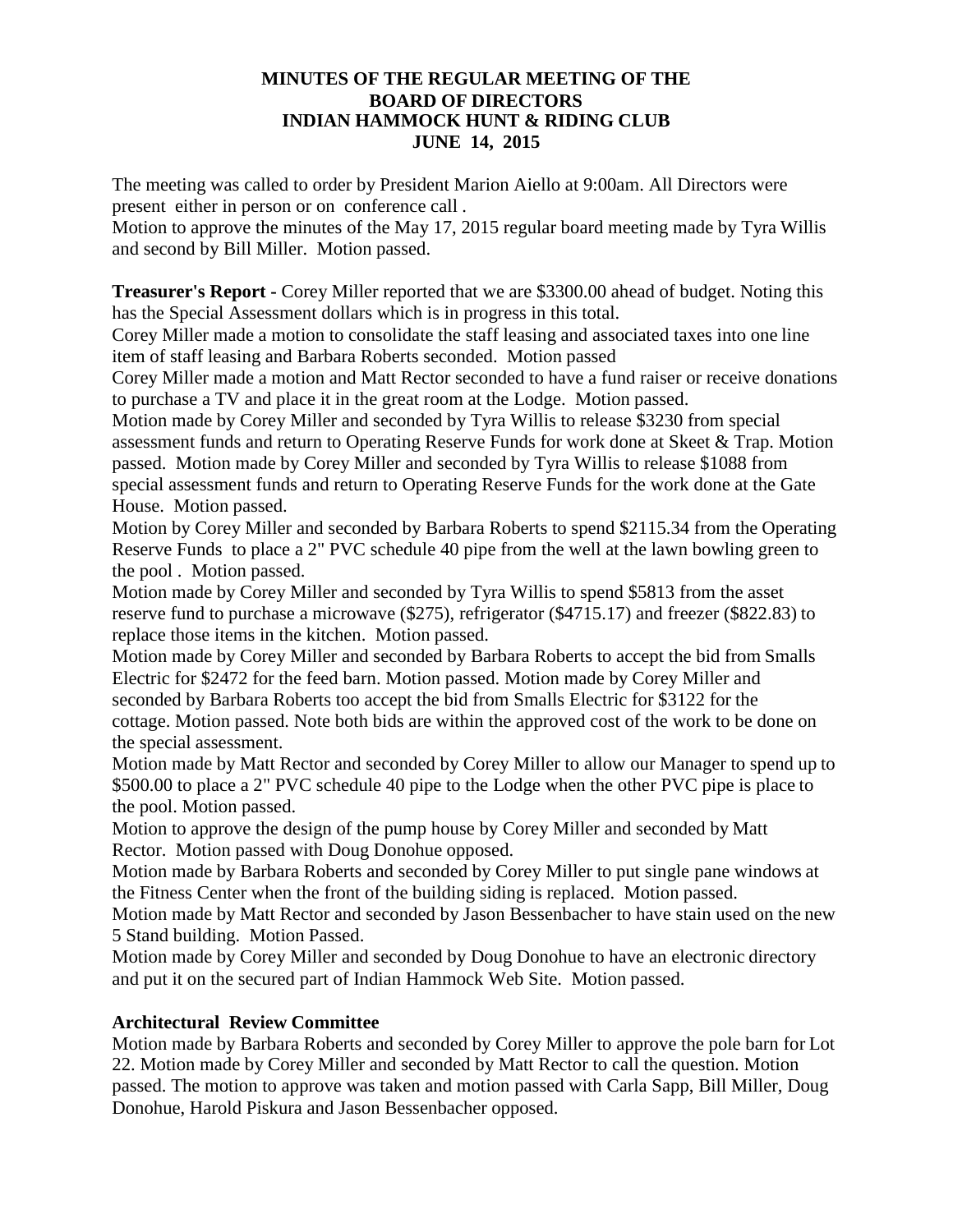**MINUTES OF THE REGULAR MEETING OF THE BOARD OF DIRECTORS INDIAN HAMMOCK HUNT & RIDING CLUB JUNE 14, 2015**

The meeting was called to order by President Marion Aiello at 9:00am. All Directors were present either in person or on conference call .

Motion to approve the minutes of the May 17, 2015 regular board meeting made by Tyra Willis and second by Bill Miller. Motion passed.

**Treasurer's Report -** Corey Miller reported that we are $3300.00 ahead of budget. Noting this has the Special Assessment dollars which is in progress in this total.

Corey Miller made a motion to consolidate the staff leasing and associated taxes into one line item of staff leasing and Barbara Roberts seconded. Motion passed

Corey Miller made a motion and Matt Rector seconded to have a fund raiser or receive donations to purchase a TV and place it in the great room at the Lodge. Motion passed.

Motion made by Corey Miller and seconded by Tyra Willis to release $3230 from special assessment funds and return to Operating Reserve Funds for work done at Skeet & Trap. Motion passed. Motion made by Corey Miller and seconded by Tyra Willis to release $1088 from special assessment funds and return to Operating Reserve Funds for the work done at the Gate House. Motion passed.

Motion by Corey Miller and seconded by Barbara Roberts to spend $2115.34 from the Operating Reserve Funds to place a 2" PVC schedule 40 pipe from the well at the lawn bowling green to the pool . Motion passed.

Motion made by Corey Miller and seconded by Tyra Willis to spend $5813 from the asset reserve fund to purchase a microwave ($275), refrigerator ($4715.17) and freezer ($822.83) to replace those items in the kitchen. Motion passed.

Motion made by Corey Miller and seconded by Barbara Roberts to accept the bid from Smalls Electric for $2472 for the feed barn. Motion passed. Motion made by Corey Miller and seconded by Barbara Roberts too accept the bid from Smalls Electric for $3122 for the cottage. Motion passed. Note both bids are within the approved cost of the work to be done on the special assessment.

Motion made by Matt Rector and seconded by Corey Miller to allow our Manager to spend up to $500.00 to place a 2" PVC schedule 40 pipe to the Lodge when the other PVC pipe is place to the pool. Motion passed.

Motion to approve the design of the pump house by Corey Miller and seconded by Matt Rector. Motion passed with Doug Donohue opposed.

Motion made by Barbara Roberts and seconded by Corey Miller to put single pane windows at the Fitness Center when the front of the building siding is replaced. Motion passed.

Motion made by Matt Rector and seconded by Jason Bessenbacher to have stain used on the new 5 Stand building. Motion Passed.

Motion made by Corey Miller and seconded by Doug Donohue to have an electronic directory and put it on the secured part of Indian Hammock Web Site. Motion passed.

**Architectural Review Committee**

Motion made by Barbara Roberts and seconded by Corey Miller to approve the pole barn for Lot 22. Motion made by Corey Miller and seconded by Matt Rector to call the question. Motion passed. The motion to approve was taken and motion passed with Carla Sapp, Bill Miller, Doug Donohue, Harold Piskura and Jason Bessenbacher opposed.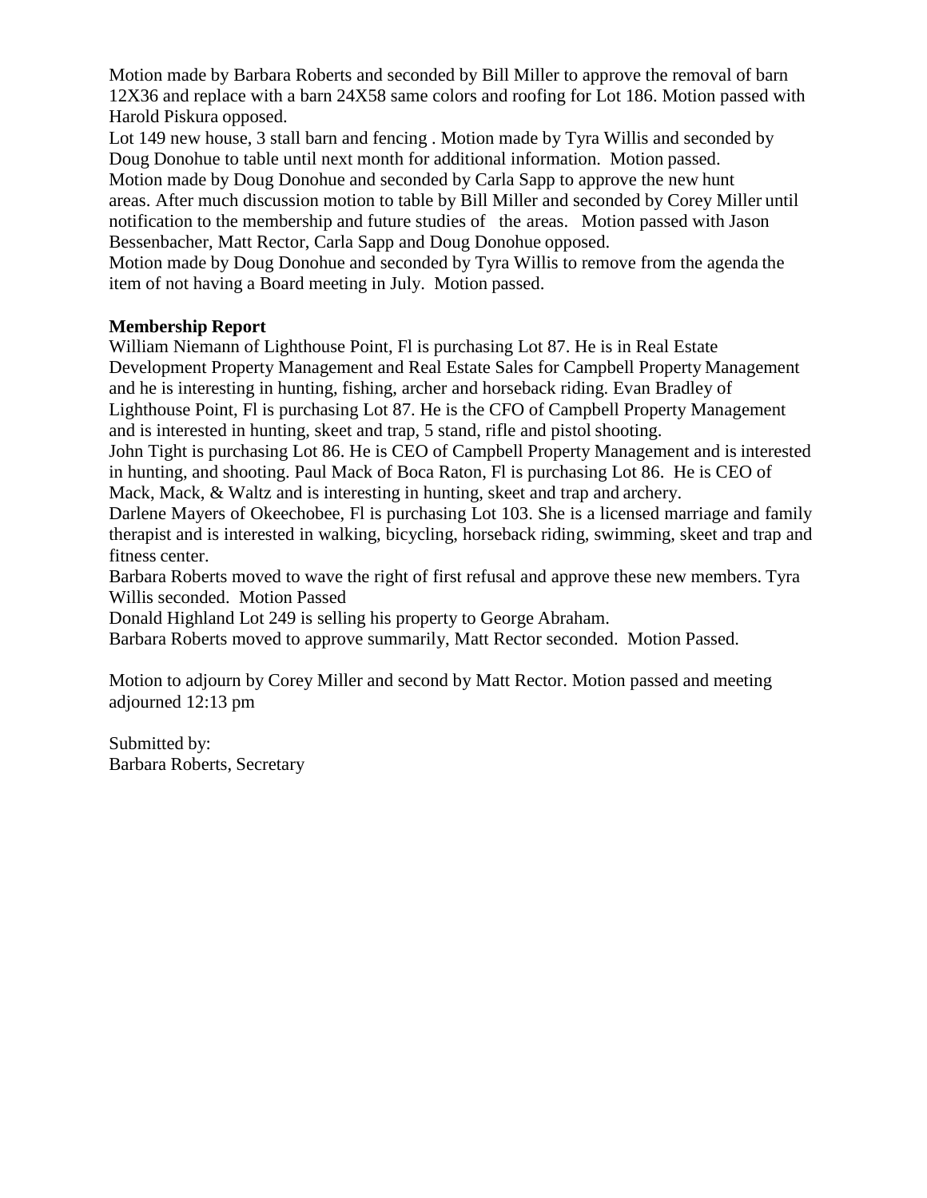Motion made by Barbara Roberts and seconded by Bill Miller to approve the removal of barn 12X36 and replace with a barn 24X58 same colors and roofing for Lot 186. Motion passed with Harold Piskura opposed.

Lot 149 new house, 3 stall barn and fencing . Motion made by Tyra Willis and seconded by Doug Donohue to table until next month for additional information. Motion passed.

Motion made by Doug Donohue and seconded by Carla Sapp to approve the new hunt areas. After much discussion motion to table by Bill Miller and seconded by Corey Miller until notification to the membership and future studies of the areas. Motion passed with Jason Bessenbacher, Matt Rector, Carla Sapp and Doug Donohue opposed.

Motion made by Doug Donohue and seconded by Tyra Willis to remove from the agenda the item of not having a Board meeting in July. Motion passed.

**Membership Report**

William Niemann of Lighthouse Point, Fl is purchasing Lot 87. He is in Real Estate Development Property Management and Real Estate Sales for Campbell Property Management and he is interesting in hunting, fishing, archer and horseback riding. Evan Bradley of Lighthouse Point, Fl is purchasing Lot 87. He is the CFO of Campbell Property Management and is interested in hunting, skeet and trap, 5 stand, rifle and pistol shooting.

John Tight is purchasing Lot 86. He is CEO of Campbell Property Management and is interested in hunting, and shooting. Paul Mack of Boca Raton, Fl is purchasing Lot 86. He is CEO of Mack, Mack, & Waltz and is interesting in hunting, skeet and trap and archery.

Darlene Mayers of Okeechobee, Fl is purchasing Lot 103. She is a licensed marriage and family therapist and is interested in walking, bicycling, horseback riding, swimming, skeet and trap and fitness center.

Barbara Roberts moved to wave the right of first refusal and approve these new members. Tyra Willis seconded. Motion Passed

Donald Highland Lot 249 is selling his property to George Abraham.

Barbara Roberts moved to approve summarily, Matt Rector seconded. Motion Passed.

Motion to adjourn by Corey Miller and second by Matt Rector. Motion passed and meeting adjourned 12:13 pm

Submitted by:
Barbara Roberts, Secretary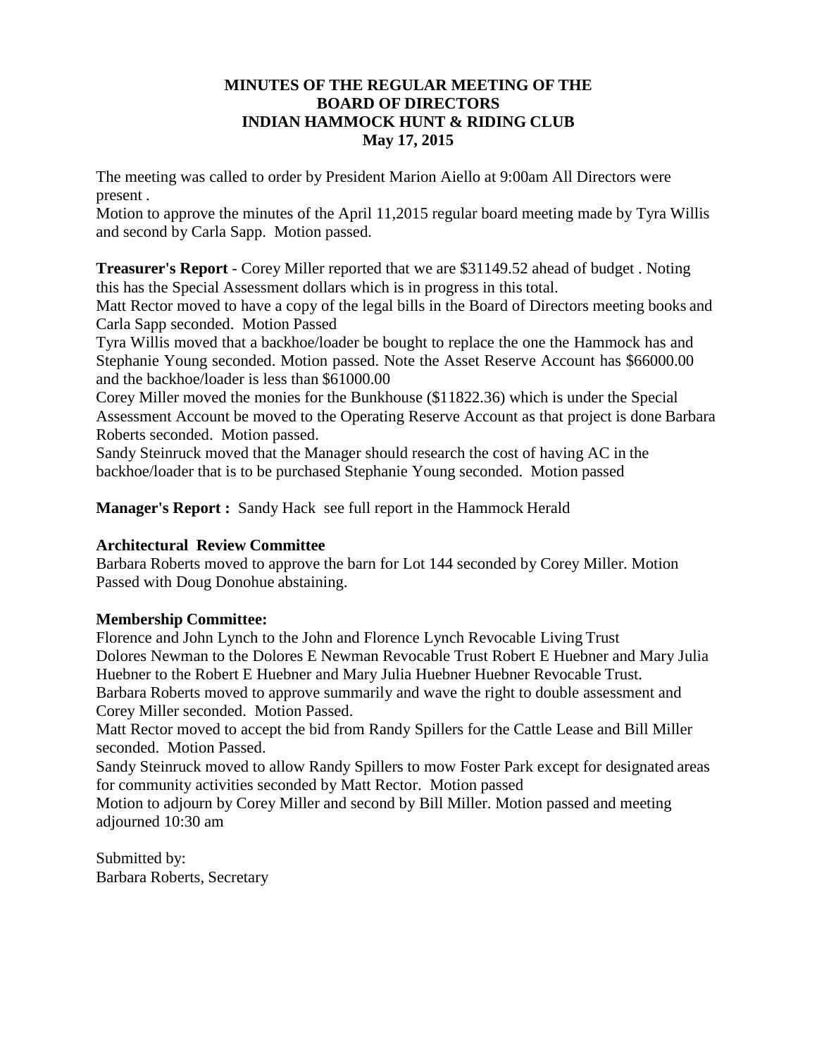**MINUTES OF THE REGULAR MEETING OF THE BOARD OF DIRECTORS INDIAN HAMMOCK HUNT & RIDING CLUB May 17, 2015**

The meeting was called to order by President Marion Aiello at 9:00am All Directors were present .

Motion to approve the minutes of the April 11,2015 regular board meeting made by Tyra Willis and second by Carla Sapp. Motion passed.

**Treasurer's Report** - Corey Miller reported that we are $31149.52 ahead of budget . Noting this has the Special Assessment dollars which is in progress in this total.

Matt Rector moved to have a copy of the legal bills in the Board of Directors meeting books and Carla Sapp seconded. Motion Passed

Tyra Willis moved that a backhoe/loader be bought to replace the one the Hammock has and Stephanie Young seconded. Motion passed. Note the Asset Reserve Account has $66000.00 and the backhoe/loader is less than $61000.00

Corey Miller moved the monies for the Bunkhouse ($11822.36) which is under the Special Assessment Account be moved to the Operating Reserve Account as that project is done Barbara Roberts seconded. Motion passed.

Sandy Steinruck moved that the Manager should research the cost of having AC in the backhoe/loader that is to be purchased Stephanie Young seconded. Motion passed

**Manager's Report :** Sandy Hack see full report in the Hammock Herald

**Architectural Review Committee**

Barbara Roberts moved to approve the barn for Lot 144 seconded by Corey Miller. Motion Passed with Doug Donohue abstaining.

**Membership Committee:**

Florence and John Lynch to the John and Florence Lynch Revocable Living Trust

Dolores Newman to the Dolores E Newman Revocable Trust Robert E Huebner and Mary Julia Huebner to the Robert E Huebner and Mary Julia Huebner Huebner Revocable Trust.

Barbara Roberts moved to approve summarily and wave the right to double assessment and Corey Miller seconded. Motion Passed.

Matt Rector moved to accept the bid from Randy Spillers for the Cattle Lease and Bill Miller seconded. Motion Passed.

Sandy Steinruck moved to allow Randy Spillers to mow Foster Park except for designated areas for community activities seconded by Matt Rector. Motion passed

Motion to adjourn by Corey Miller and second by Bill Miller. Motion passed and meeting adjourned 10:30 am

Submitted by:
Barbara Roberts, Secretary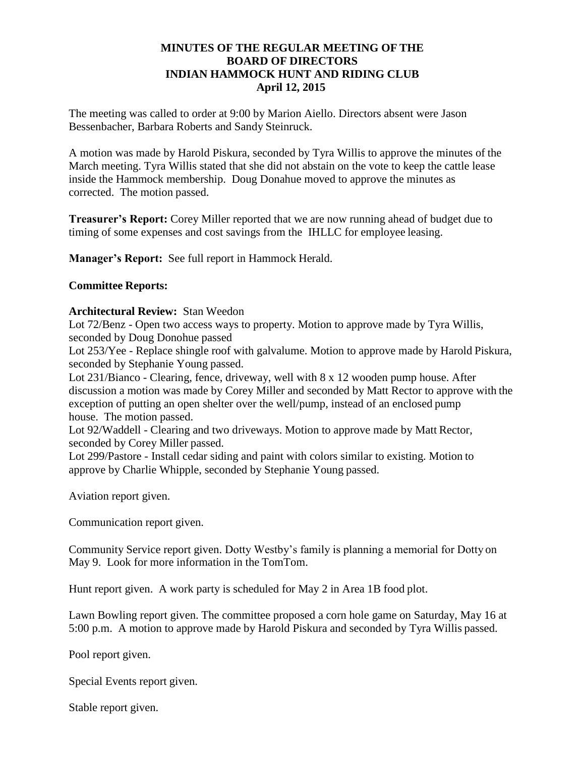# MINUTES OF THE REGULAR MEETING OF THE BOARD OF DIRECTORS INDIAN HAMMOCK HUNT AND RIDING CLUB April 12, 2015

The meeting was called to order at 9:00 by Marion Aiello. Directors absent were Jason Bessenbacher, Barbara Roberts and Sandy Steinruck.

A motion was made by Harold Piskura, seconded by Tyra Willis to approve the minutes of the March meeting. Tyra Willis stated that she did not abstain on the vote to keep the cattle lease inside the Hammock membership. Doug Donahue moved to approve the minutes as corrected. The motion passed.

**Treasurer's Report:** Corey Miller reported that we are now running ahead of budget due to timing of some expenses and cost savings from the IHLLC for employee leasing.

**Manager's Report:** See full report in Hammock Herald.

**Committee Reports:**

**Architectural Review:** Stan Weedon

Lot 72/Benz - Open two access ways to property. Motion to approve made by Tyra Willis, seconded by Doug Donohue passed

Lot 253/Yee - Replace shingle roof with galvalume. Motion to approve made by Harold Piskura, seconded by Stephanie Young passed.

Lot 231/Bianco - Clearing, fence, driveway, well with 8 x 12 wooden pump house. After discussion a motion was made by Corey Miller and seconded by Matt Rector to approve with the exception of putting an open shelter over the well/pump, instead of an enclosed pump house. The motion passed.

Lot 92/Waddell - Clearing and two driveways. Motion to approve made by Matt Rector, seconded by Corey Miller passed.

Lot 299/Pastore - Install cedar siding and paint with colors similar to existing. Motion to approve by Charlie Whipple, seconded by Stephanie Young passed.

Aviation report given.

Communication report given.

Community Service report given. Dotty Westby's family is planning a memorial for Dotty on May 9. Look for more information in the TomTom.

Hunt report given. A work party is scheduled for May 2 in Area 1B food plot.

Lawn Bowling report given. The committee proposed a corn hole game on Saturday, May 16 at 5:00 p.m. A motion to approve made by Harold Piskura and seconded by Tyra Willis passed.

Pool report given.

Special Events report given.

Stable report given.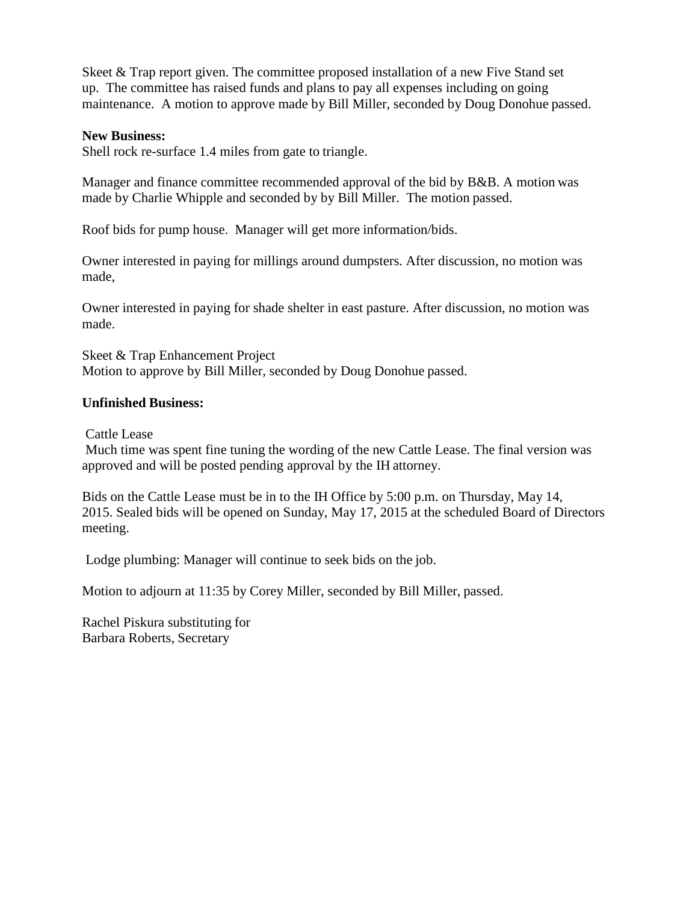Skeet & Trap report given. The committee proposed installation of a new Five Stand set up. The committee has raised funds and plans to pay all expenses including on going maintenance. A motion to approve made by Bill Miller, seconded by Doug Donohue passed.

**New Business:**

Shell rock re-surface 1.4 miles from gate to triangle.

Manager and finance committee recommended approval of the bid by B&B. A motion was made by Charlie Whipple and seconded by by Bill Miller. The motion passed.

Roof bids for pump house. Manager will get more information/bids.

Owner interested in paying for millings around dumpsters. After discussion, no motion was made,

Owner interested in paying for shade shelter in east pasture. After discussion, no motion was made.

Skeet & Trap Enhancement Project
Motion to approve by Bill Miller, seconded by Doug Donohue passed.

**Unfinished Business:**

Cattle Lease
Much time was spent fine tuning the wording of the new Cattle Lease. The final version was approved and will be posted pending approval by the IH attorney.

Bids on the Cattle Lease must be in to the IH Office by 5:00 p.m. on Thursday, May 14, 2015. Sealed bids will be opened on Sunday, May 17, 2015 at the scheduled Board of Directors meeting.

Lodge plumbing: Manager will continue to seek bids on the job.

Motion to adjourn at 11:35 by Corey Miller, seconded by Bill Miller, passed.

Rachel Piskura substituting for
Barbara Roberts, Secretary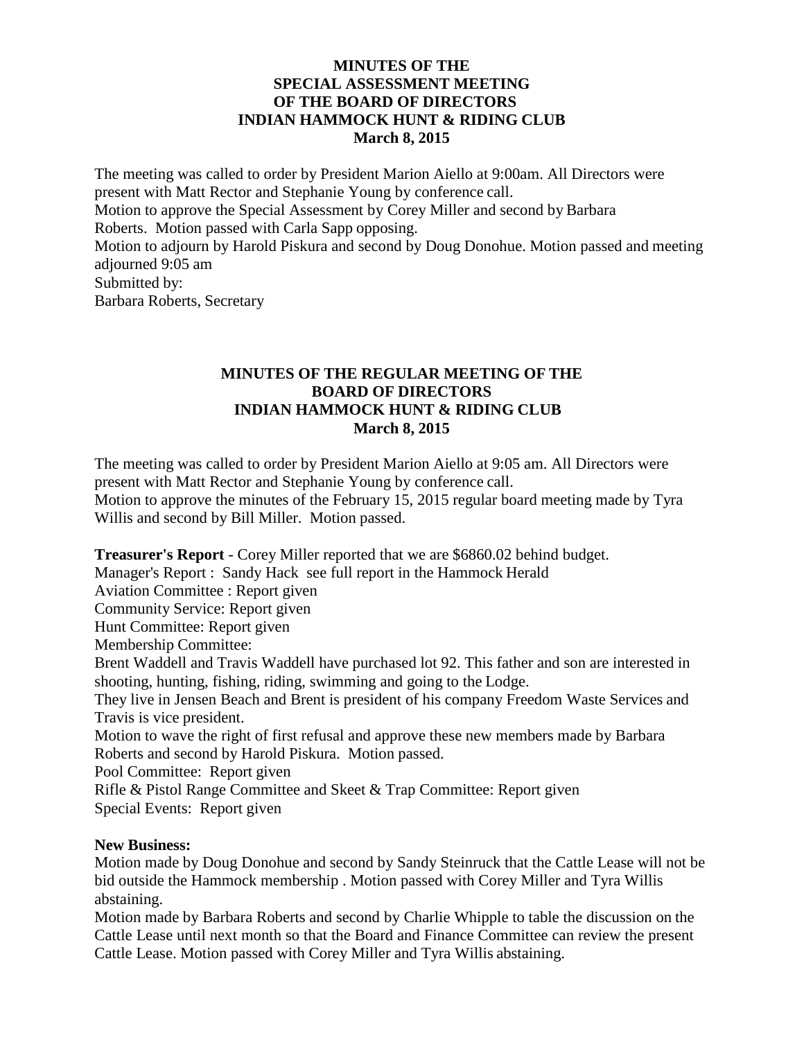**MINUTES OF THE SPECIAL ASSESSMENT MEETING OF THE BOARD OF DIRECTORS INDIAN HAMMOCK HUNT & RIDING CLUB March 8, 2015**

The meeting was called to order by President Marion Aiello at 9:00am. All Directors were present with Matt Rector and Stephanie Young by conference call.
Motion to approve the Special Assessment by Corey Miller and second by Barbara Roberts. Motion passed with Carla Sapp opposing.
Motion to adjourn by Harold Piskura and second by Doug Donohue. Motion passed and meeting adjourned 9:05 am
Submitted by:
Barbara Roberts, Secretary

**MINUTES OF THE REGULAR MEETING OF THE BOARD OF DIRECTORS INDIAN HAMMOCK HUNT & RIDING CLUB March 8, 2015**

The meeting was called to order by President Marion Aiello at 9:05 am. All Directors were present with Matt Rector and Stephanie Young by conference call.
Motion to approve the minutes of the February 15, 2015 regular board meeting made by Tyra Willis and second by Bill Miller. Motion passed.

**Treasurer's Report** - Corey Miller reported that we are $6860.02 behind budget.
Manager's Report : Sandy Hack see full report in the Hammock Herald
Aviation Committee : Report given
Community Service: Report given
Hunt Committee: Report given
Membership Committee:
Brent Waddell and Travis Waddell have purchased lot 92. This father and son are interested in shooting, hunting, fishing, riding, swimming and going to the Lodge.
They live in Jensen Beach and Brent is president of his company Freedom Waste Services and Travis is vice president.
Motion to wave the right of first refusal and approve these new members made by Barbara Roberts and second by Harold Piskura. Motion passed.
Pool Committee: Report given
Rifle & Pistol Range Committee and Skeet & Trap Committee: Report given
Special Events: Report given

**New Business:**
Motion made by Doug Donohue and second by Sandy Steinruck that the Cattle Lease will not be bid outside the Hammock membership . Motion passed with Corey Miller and Tyra Willis abstaining.
Motion made by Barbara Roberts and second by Charlie Whipple to table the discussion on the Cattle Lease until next month so that the Board and Finance Committee can review the present Cattle Lease. Motion passed with Corey Miller and Tyra Willis abstaining.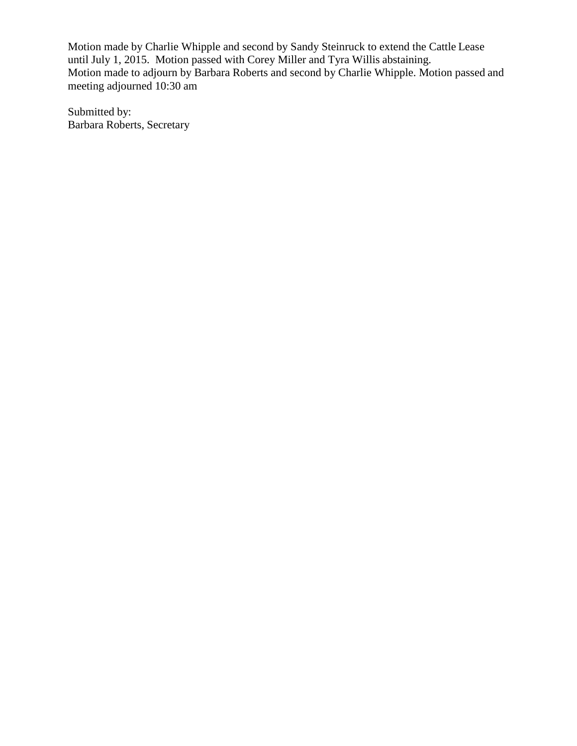Motion made by Charlie Whipple and second by Sandy Steinruck to extend the Cattle Lease until July 1, 2015. Motion passed with Corey Miller and Tyra Willis abstaining.
Motion made to adjourn by Barbara Roberts and second by Charlie Whipple. Motion passed and meeting adjourned 10:30 am

Submitted by:
Barbara Roberts, Secretary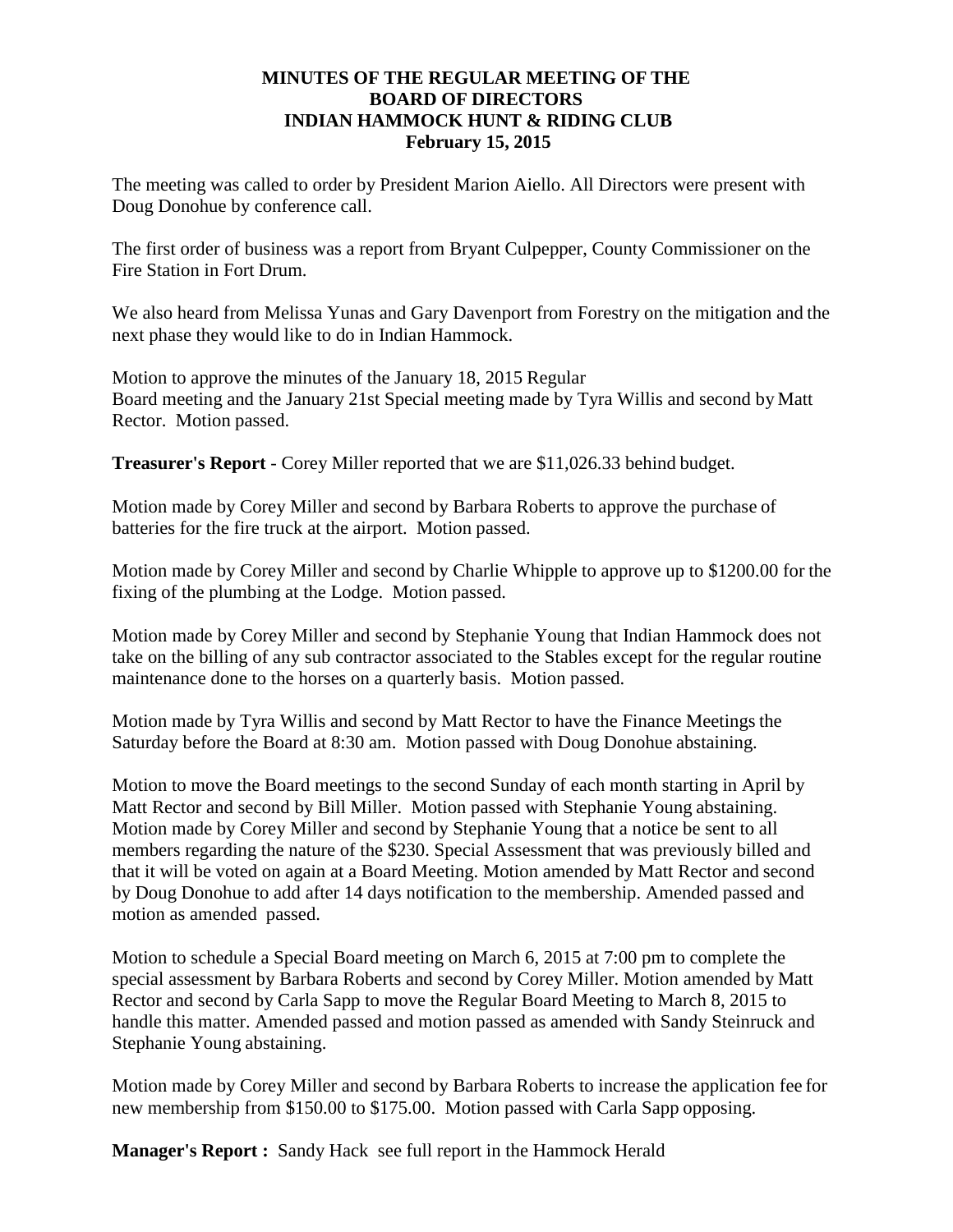# MINUTES OF THE REGULAR MEETING OF THE BOARD OF DIRECTORS INDIAN HAMMOCK HUNT & RIDING CLUB February 15, 2015

The meeting was called to order by President Marion Aiello. All Directors were present with Doug Donohue by conference call.

The first order of business was a report from Bryant Culpepper, County Commissioner on the Fire Station in Fort Drum.

We also heard from Melissa Yunas and Gary Davenport from Forestry on the mitigation and the next phase they would like to do in Indian Hammock.

Motion to approve the minutes of the January 18, 2015 Regular Board meeting and the January 21st Special meeting made by Tyra Willis and second by Matt Rector. Motion passed.

**Treasurer's Report** - Corey Miller reported that we are $11,026.33 behind budget.

Motion made by Corey Miller and second by Barbara Roberts to approve the purchase of batteries for the fire truck at the airport. Motion passed.

Motion made by Corey Miller and second by Charlie Whipple to approve up to $1200.00 for the fixing of the plumbing at the Lodge. Motion passed.

Motion made by Corey Miller and second by Stephanie Young that Indian Hammock does not take on the billing of any sub contractor associated to the Stables except for the regular routine maintenance done to the horses on a quarterly basis. Motion passed.

Motion made by Tyra Willis and second by Matt Rector to have the Finance Meetings the Saturday before the Board at 8:30 am. Motion passed with Doug Donohue abstaining.

Motion to move the Board meetings to the second Sunday of each month starting in April by Matt Rector and second by Bill Miller. Motion passed with Stephanie Young abstaining. Motion made by Corey Miller and second by Stephanie Young that a notice be sent to all members regarding the nature of the $230. Special Assessment that was previously billed and that it will be voted on again at a Board Meeting. Motion amended by Matt Rector and second by Doug Donohue to add after 14 days notification to the membership. Amended passed and motion as amended passed.

Motion to schedule a Special Board meeting on March 6, 2015 at 7:00 pm to complete the special assessment by Barbara Roberts and second by Corey Miller. Motion amended by Matt Rector and second by Carla Sapp to move the Regular Board Meeting to March 8, 2015 to handle this matter. Amended passed and motion passed as amended with Sandy Steinruck and Stephanie Young abstaining.

Motion made by Corey Miller and second by Barbara Roberts to increase the application fee for new membership from $150.00 to $175.00. Motion passed with Carla Sapp opposing.

**Manager's Report :** Sandy Hack see full report in the Hammock Herald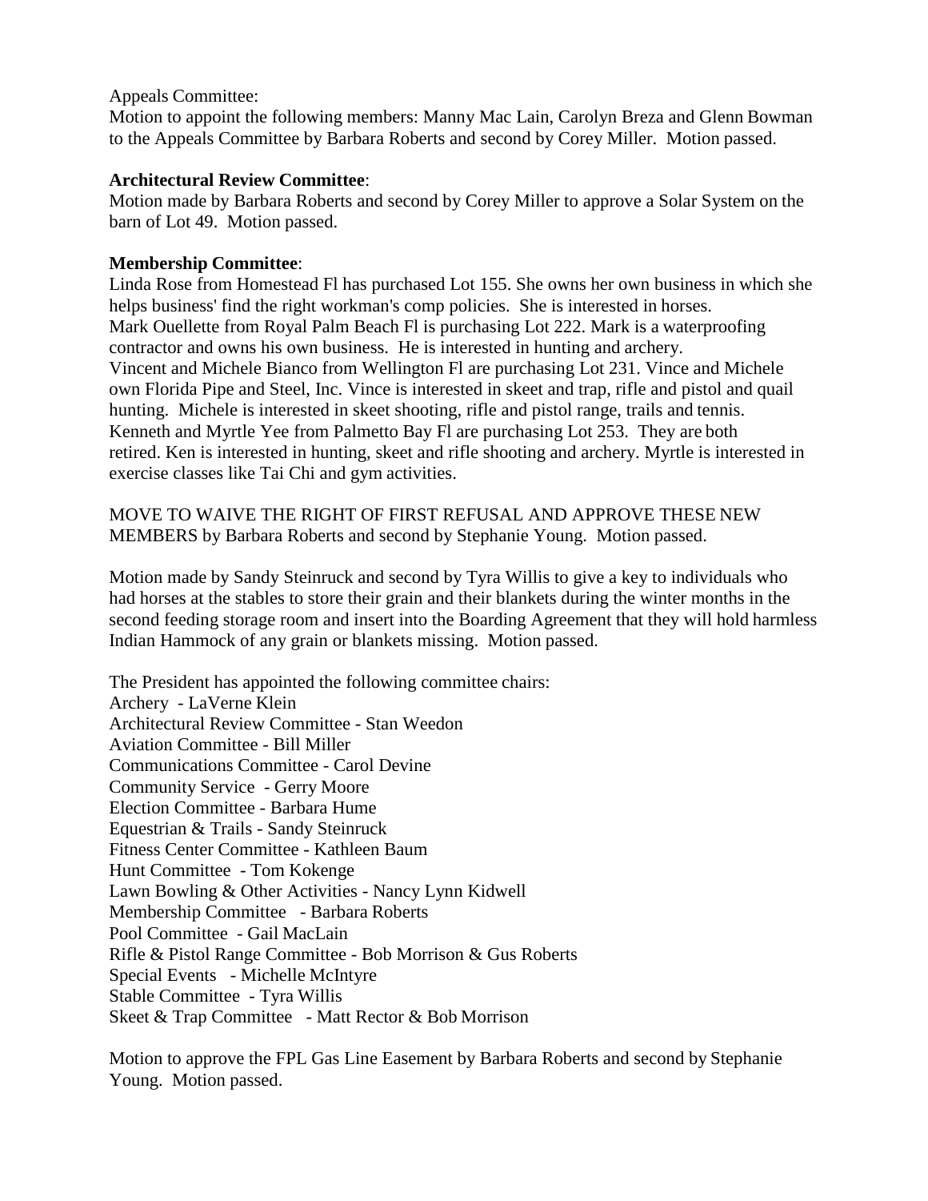Appeals Committee:
Motion to appoint the following members: Manny Mac Lain, Carolyn Breza and Glenn Bowman to the Appeals Committee by Barbara Roberts and second by Corey Miller. Motion passed.

**Architectural Review Committee**:
Motion made by Barbara Roberts and second by Corey Miller to approve a Solar System on the barn of Lot 49. Motion passed.

**Membership Committee**:
Linda Rose from Homestead Fl has purchased Lot 155. She owns her own business in which she helps business' find the right workman's comp policies. She is interested in horses.
Mark Ouellette from Royal Palm Beach Fl is purchasing Lot 222. Mark is a waterproofing contractor and owns his own business. He is interested in hunting and archery.
Vincent and Michele Bianco from Wellington Fl are purchasing Lot 231. Vince and Michele own Florida Pipe and Steel, Inc. Vince is interested in skeet and trap, rifle and pistol and quail hunting. Michele is interested in skeet shooting, rifle and pistol range, trails and tennis.
Kenneth and Myrtle Yee from Palmetto Bay Fl are purchasing Lot 253. They are both retired. Ken is interested in hunting, skeet and rifle shooting and archery. Myrtle is interested in exercise classes like Tai Chi and gym activities.

MOVE TO WAIVE THE RIGHT OF FIRST REFUSAL AND APPROVE THESE NEW MEMBERS by Barbara Roberts and second by Stephanie Young. Motion passed.

Motion made by Sandy Steinruck and second by Tyra Willis to give a key to individuals who had horses at the stables to store their grain and their blankets during the winter months in the second feeding storage room and insert into the Boarding Agreement that they will hold harmless Indian Hammock of any grain or blankets missing. Motion passed.

The President has appointed the following committee chairs:
Archery - LaVerne Klein
Architectural Review Committee - Stan Weedon
Aviation Committee - Bill Miller
Communications Committee - Carol Devine
Community Service - Gerry Moore
Election Committee - Barbara Hume
Equestrian & Trails - Sandy Steinruck
Fitness Center Committee - Kathleen Baum
Hunt Committee - Tom Kokenge
Lawn Bowling & Other Activities - Nancy Lynn Kidwell
Membership Committee - Barbara Roberts
Pool Committee - Gail MacLain
Rifle & Pistol Range Committee - Bob Morrison & Gus Roberts
Special Events - Michelle McIntyre
Stable Committee - Tyra Willis
Skeet & Trap Committee - Matt Rector & Bob Morrison

Motion to approve the FPL Gas Line Easement by Barbara Roberts and second by Stephanie Young. Motion passed.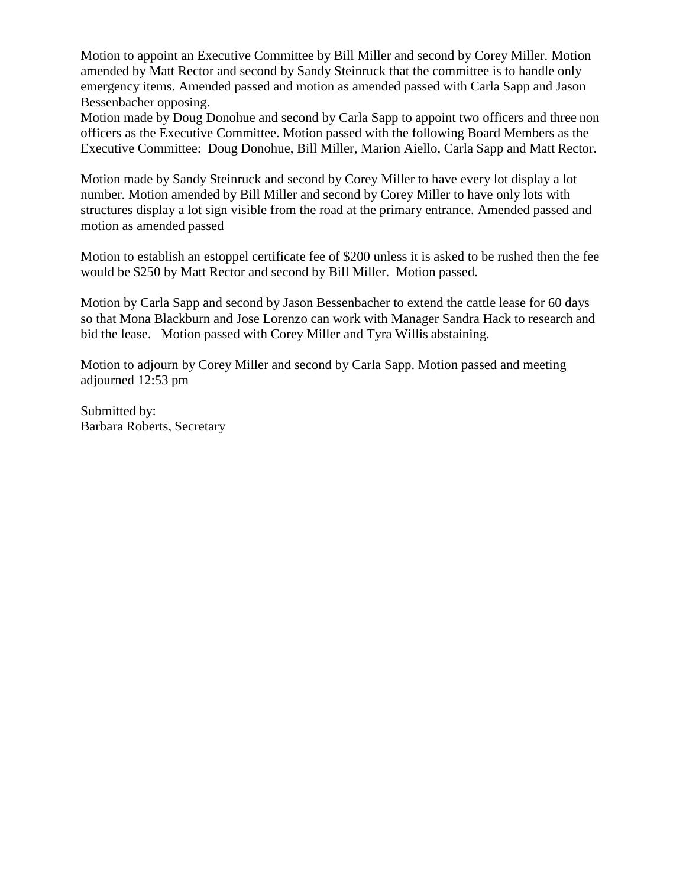Motion to appoint an Executive Committee by Bill Miller and second by Corey Miller. Motion amended by Matt Rector and second by Sandy Steinruck that the committee is to handle only emergency items. Amended passed and motion as amended passed with Carla Sapp and Jason Bessenbacher opposing.
Motion made by Doug Donohue and second by Carla Sapp to appoint two officers and three non officers as the Executive Committee. Motion passed with the following Board Members as the Executive Committee: Doug Donohue, Bill Miller, Marion Aiello, Carla Sapp and Matt Rector.

Motion made by Sandy Steinruck and second by Corey Miller to have every lot display a lot number. Motion amended by Bill Miller and second by Corey Miller to have only lots with structures display a lot sign visible from the road at the primary entrance. Amended passed and motion as amended passed

Motion to establish an estoppel certificate fee of $200 unless it is asked to be rushed then the fee would be $250 by Matt Rector and second by Bill Miller. Motion passed.

Motion by Carla Sapp and second by Jason Bessenbacher to extend the cattle lease for 60 days so that Mona Blackburn and Jose Lorenzo can work with Manager Sandra Hack to research and bid the lease. Motion passed with Corey Miller and Tyra Willis abstaining.

Motion to adjourn by Corey Miller and second by Carla Sapp. Motion passed and meeting adjourned 12:53 pm

Submitted by:
Barbara Roberts, Secretary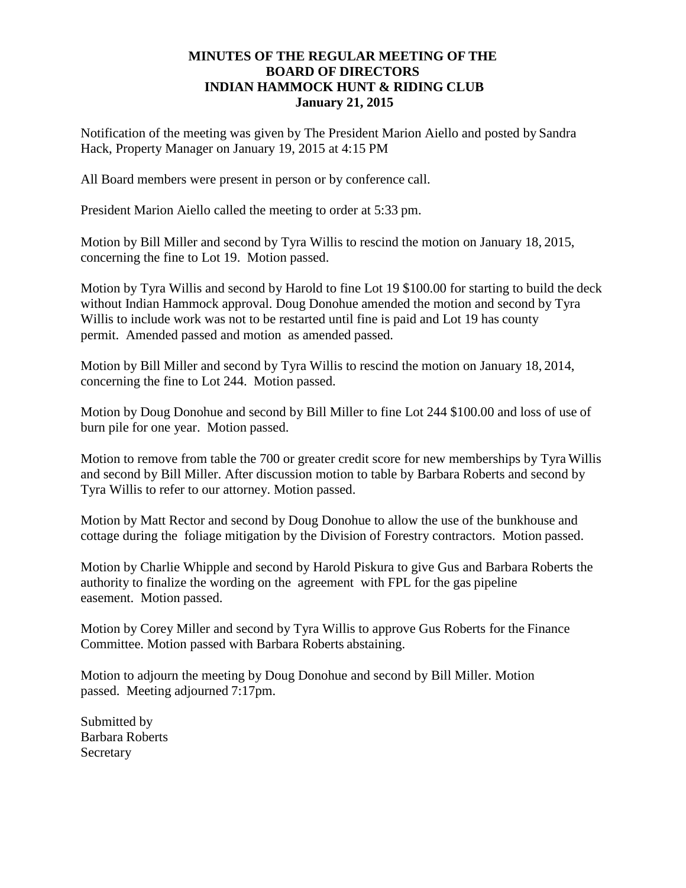**MINUTES OF THE REGULAR MEETING OF THE BOARD OF DIRECTORS INDIAN HAMMOCK HUNT & RIDING CLUB January 21, 2015**

Notification of the meeting was given by The President Marion Aiello and posted by Sandra Hack, Property Manager on January 19, 2015 at 4:15 PM

All Board members were present in person or by conference call.

President Marion Aiello called the meeting to order at 5:33 pm.

Motion by Bill Miller and second by Tyra Willis to rescind the motion on January 18, 2015, concerning the fine to Lot 19. Motion passed.

Motion by Tyra Willis and second by Harold to fine Lot 19 $100.00 for starting to build the deck without Indian Hammock approval. Doug Donohue amended the motion and second by Tyra Willis to include work was not to be restarted until fine is paid and Lot 19 has county permit. Amended passed and motion as amended passed.

Motion by Bill Miller and second by Tyra Willis to rescind the motion on January 18, 2014, concerning the fine to Lot 244. Motion passed.

Motion by Doug Donohue and second by Bill Miller to fine Lot 244 $100.00 and loss of use of burn pile for one year. Motion passed.

Motion to remove from table the 700 or greater credit score for new memberships by Tyra Willis and second by Bill Miller. After discussion motion to table by Barbara Roberts and second by Tyra Willis to refer to our attorney. Motion passed.

Motion by Matt Rector and second by Doug Donohue to allow the use of the bunkhouse and cottage during the foliage mitigation by the Division of Forestry contractors. Motion passed.

Motion by Charlie Whipple and second by Harold Piskura to give Gus and Barbara Roberts the authority to finalize the wording on the agreement with FPL for the gas pipeline easement. Motion passed.

Motion by Corey Miller and second by Tyra Willis to approve Gus Roberts for the Finance Committee. Motion passed with Barbara Roberts abstaining.

Motion to adjourn the meeting by Doug Donohue and second by Bill Miller. Motion passed. Meeting adjourned 7:17pm.

Submitted by
Barbara Roberts
Secretary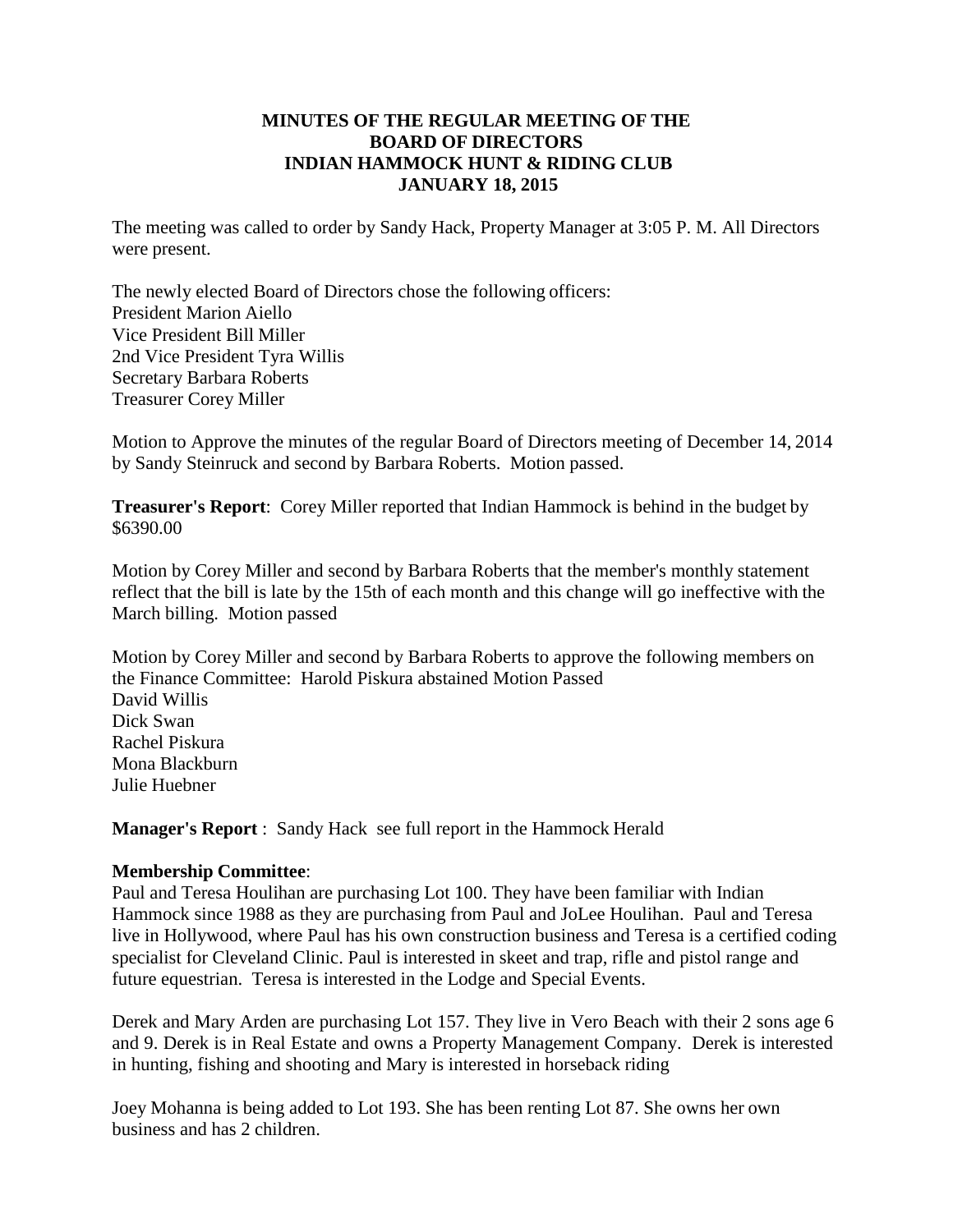**MINUTES OF THE REGULAR MEETING OF THE BOARD OF DIRECTORS INDIAN HAMMOCK HUNT & RIDING CLUB JANUARY 18, 2015**

The meeting was called to order by Sandy Hack, Property Manager at 3:05 P. M. All Directors were present.

The newly elected Board of Directors chose the following officers:
President Marion Aiello
Vice President Bill Miller
2nd Vice President Tyra Willis
Secretary Barbara Roberts
Treasurer Corey Miller

Motion to Approve the minutes of the regular Board of Directors meeting of December 14, 2014 by Sandy Steinruck and second by Barbara Roberts. Motion passed.

**Treasurer's Report**: Corey Miller reported that Indian Hammock is behind in the budget by $6390.00

Motion by Corey Miller and second by Barbara Roberts that the member's monthly statement reflect that the bill is late by the 15th of each month and this change will go ineffective with the March billing. Motion passed

Motion by Corey Miller and second by Barbara Roberts to approve the following members on the Finance Committee: Harold Piskura abstained Motion Passed
David Willis
Dick Swan
Rachel Piskura
Mona Blackburn
Julie Huebner

**Manager's Report** : Sandy Hack see full report in the Hammock Herald

**Membership Committee**:
Paul and Teresa Houlihan are purchasing Lot 100. They have been familiar with Indian Hammock since 1988 as they are purchasing from Paul and JoLee Houlihan. Paul and Teresa live in Hollywood, where Paul has his own construction business and Teresa is a certified coding specialist for Cleveland Clinic. Paul is interested in skeet and trap, rifle and pistol range and future equestrian. Teresa is interested in the Lodge and Special Events.

Derek and Mary Arden are purchasing Lot 157. They live in Vero Beach with their 2 sons age 6 and 9. Derek is in Real Estate and owns a Property Management Company. Derek is interested in hunting, fishing and shooting and Mary is interested in horseback riding

Joey Mohanna is being added to Lot 193. She has been renting Lot 87. She owns her own business and has 2 children.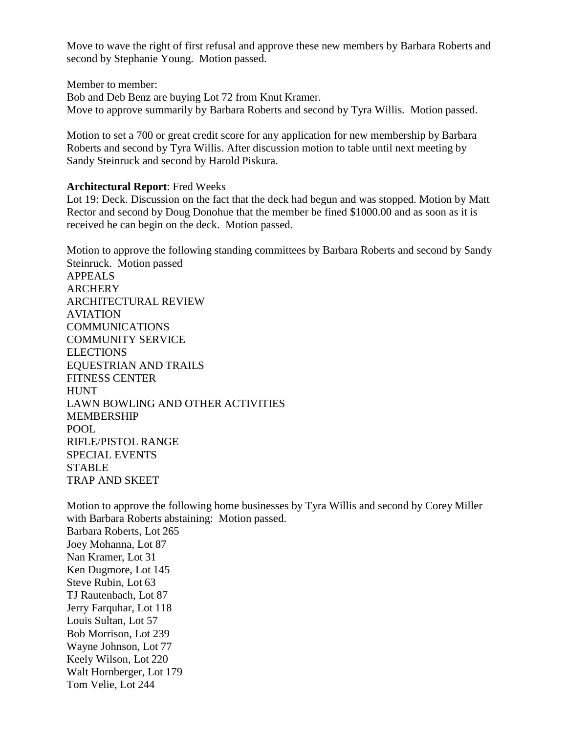Move to wave the right of first refusal and approve these new members by Barbara Roberts and second by Stephanie Young. Motion passed.

Member to member:
Bob and Deb Benz are buying Lot 72 from Knut Kramer.
Move to approve summarily by Barbara Roberts and second by Tyra Willis. Motion passed.

Motion to set a 700 or great credit score for any application for new membership by Barbara Roberts and second by Tyra Willis. After discussion motion to table until next meeting by Sandy Steinruck and second by Harold Piskura.

**Architectural Report**: Fred Weeks
Lot 19: Deck. Discussion on the fact that the deck had begun and was stopped. Motion by Matt Rector and second by Doug Donohue that the member be fined $1000.00 and as soon as it is received he can begin on the deck. Motion passed.

Motion to approve the following standing committees by Barbara Roberts and second by Sandy Steinruck. Motion passed
APPEALS
ARCHERY
ARCHITECTURAL REVIEW
AVIATION
COMMUNICATIONS
COMMUNITY SERVICE
ELECTIONS
EQUESTRIAN AND TRAILS
FITNESS CENTER
HUNT
LAWN BOWLING AND OTHER ACTIVITIES
MEMBERSHIP
POOL
RIFLE/PISTOL RANGE
SPECIAL EVENTS
STABLE
TRAP AND SKEET

Motion to approve the following home businesses by Tyra Willis and second by Corey Miller with Barbara Roberts abstaining: Motion passed.
Barbara Roberts, Lot 265
Joey Mohanna, Lot 87
Nan Kramer, Lot 31
Ken Dugmore, Lot 145
Steve Rubin, Lot 63
TJ Rautenbach, Lot 87
Jerry Farquhar, Lot 118
Louis Sultan, Lot 57
Bob Morrison, Lot 239
Wayne Johnson, Lot 77
Keely Wilson, Lot 220
Walt Hornberger, Lot 179
Tom Velie, Lot 244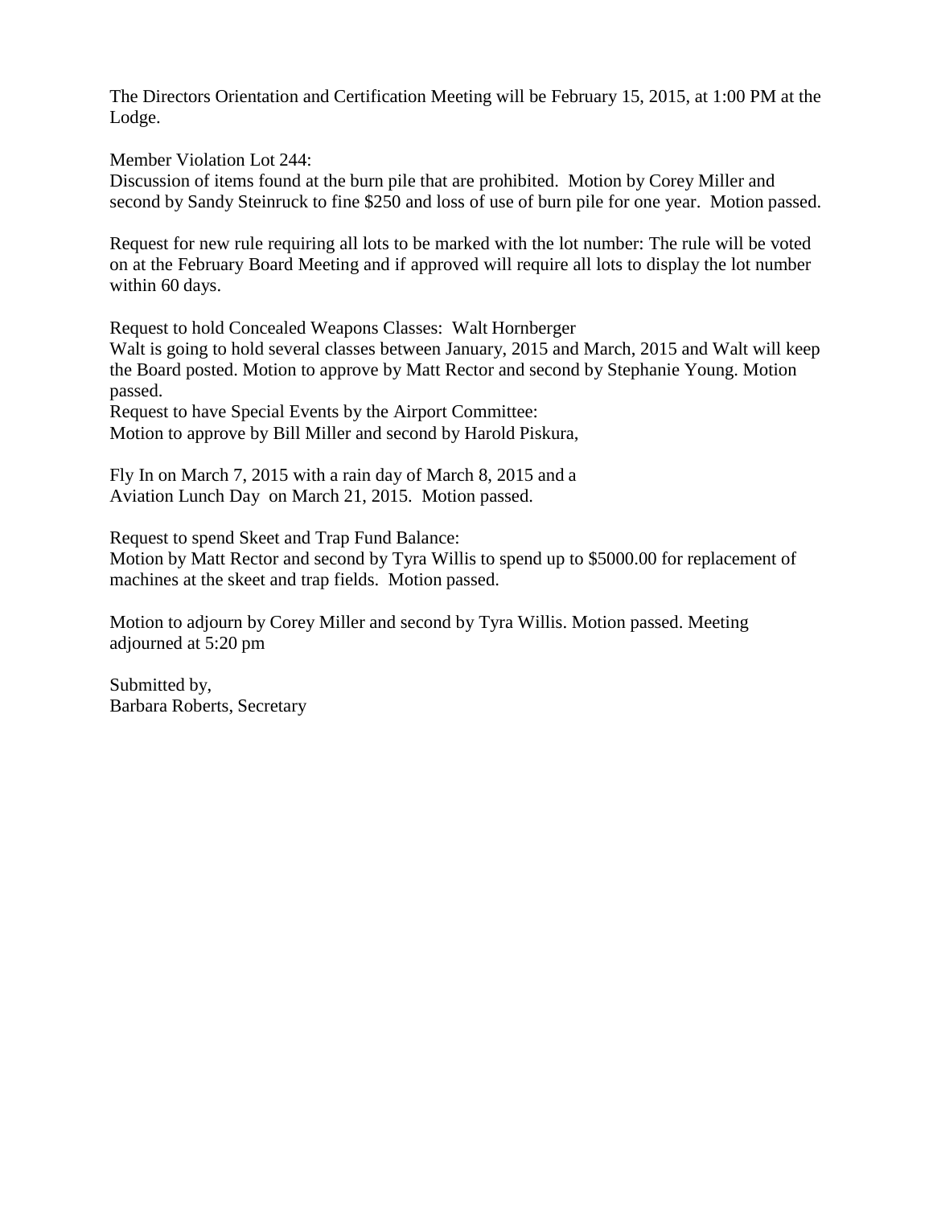The Directors Orientation and Certification Meeting will be February 15, 2015, at 1:00 PM at the Lodge.

Member Violation Lot 244:
Discussion of items found at the burn pile that are prohibited. Motion by Corey Miller and second by Sandy Steinruck to fine $250 and loss of use of burn pile for one year. Motion passed.

Request for new rule requiring all lots to be marked with the lot number: The rule will be voted on at the February Board Meeting and if approved will require all lots to display the lot number within 60 days.

Request to hold Concealed Weapons Classes: Walt Hornberger
Walt is going to hold several classes between January, 2015 and March, 2015 and Walt will keep the Board posted. Motion to approve by Matt Rector and second by Stephanie Young. Motion passed.
Request to have Special Events by the Airport Committee:
Motion to approve by Bill Miller and second by Harold Piskura,

Fly In on March 7, 2015 with a rain day of March 8, 2015 and a
Aviation Lunch Day on March 21, 2015. Motion passed.

Request to spend Skeet and Trap Fund Balance:
Motion by Matt Rector and second by Tyra Willis to spend up to $5000.00 for replacement of machines at the skeet and trap fields. Motion passed.

Motion to adjourn by Corey Miller and second by Tyra Willis. Motion passed. Meeting adjourned at 5:20 pm

Submitted by,
Barbara Roberts, Secretary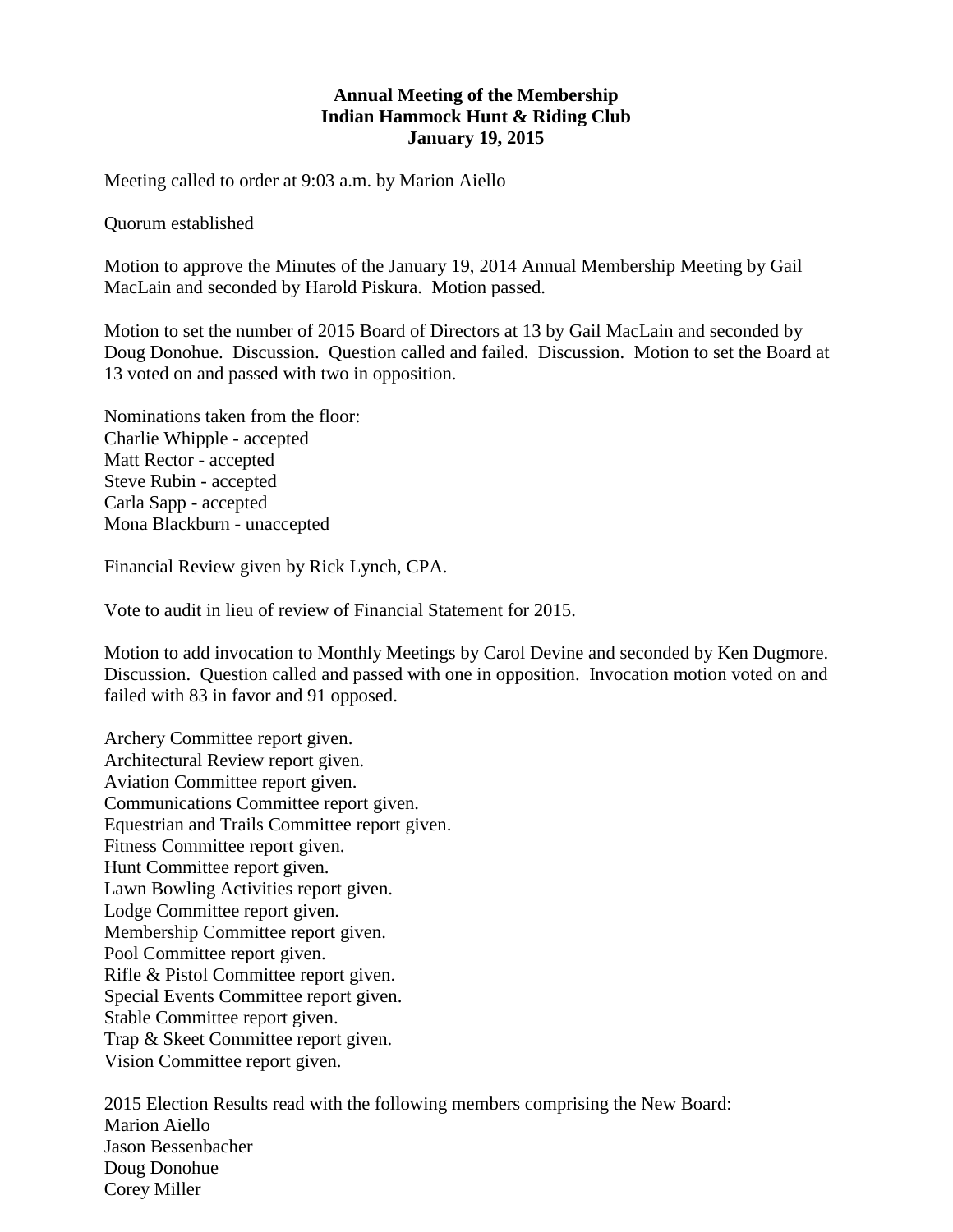**Annual Meeting of the Membership**
**Indian Hammock Hunt & Riding Club**
**January 19, 2015**

Meeting called to order at 9:03 a.m. by Marion Aiello

Quorum established

Motion to approve the Minutes of the January 19, 2014 Annual Membership Meeting by Gail MacLain and seconded by Harold Piskura. Motion passed.

Motion to set the number of 2015 Board of Directors at 13 by Gail MacLain and seconded by Doug Donohue. Discussion. Question called and failed. Discussion. Motion to set the Board at 13 voted on and passed with two in opposition.

Nominations taken from the floor:
Charlie Whipple - accepted
Matt Rector - accepted
Steve Rubin - accepted
Carla Sapp - accepted
Mona Blackburn - unaccepted

Financial Review given by Rick Lynch, CPA.

Vote to audit in lieu of review of Financial Statement for 2015.

Motion to add invocation to Monthly Meetings by Carol Devine and seconded by Ken Dugmore. Discussion. Question called and passed with one in opposition. Invocation motion voted on and failed with 83 in favor and 91 opposed.

Archery Committee report given.
Architectural Review report given.
Aviation Committee report given.
Communications Committee report given.
Equestrian and Trails Committee report given.
Fitness Committee report given.
Hunt Committee report given.
Lawn Bowling Activities report given.
Lodge Committee report given.
Membership Committee report given.
Pool Committee report given.
Rifle & Pistol Committee report given.
Special Events Committee report given.
Stable Committee report given.
Trap & Skeet Committee report given.
Vision Committee report given.

2015 Election Results read with the following members comprising the New Board:
Marion Aiello
Jason Bessenbacher
Doug Donohue
Corey Miller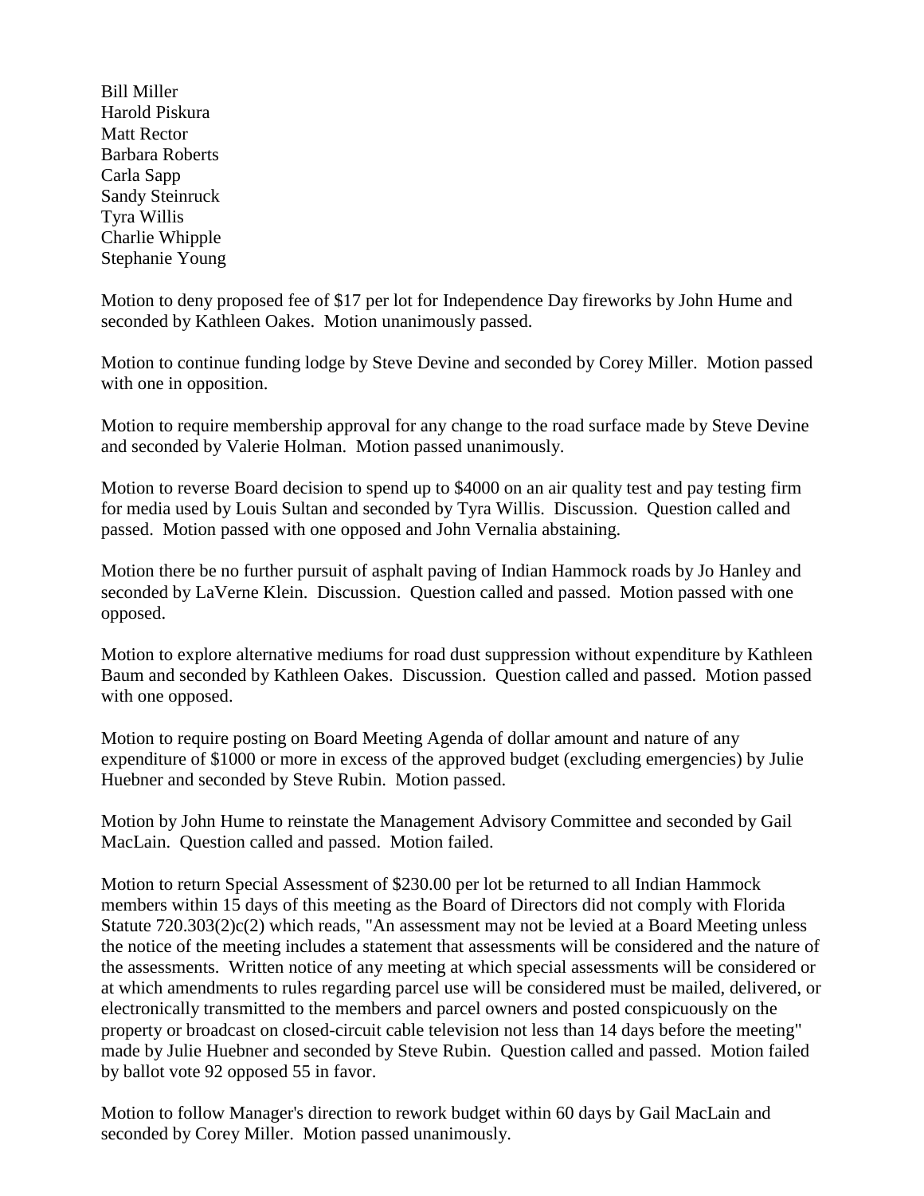Bill Miller
Harold Piskura
Matt Rector
Barbara Roberts
Carla Sapp
Sandy Steinruck
Tyra Willis
Charlie Whipple
Stephanie Young

Motion to deny proposed fee of $17 per lot for Independence Day fireworks by John Hume and seconded by Kathleen Oakes. Motion unanimously passed.

Motion to continue funding lodge by Steve Devine and seconded by Corey Miller. Motion passed with one in opposition.

Motion to require membership approval for any change to the road surface made by Steve Devine and seconded by Valerie Holman. Motion passed unanimously.

Motion to reverse Board decision to spend up to $4000 on an air quality test and pay testing firm for media used by Louis Sultan and seconded by Tyra Willis. Discussion. Question called and passed. Motion passed with one opposed and John Vernalia abstaining.

Motion there be no further pursuit of asphalt paving of Indian Hammock roads by Jo Hanley and seconded by LaVerne Klein. Discussion. Question called and passed. Motion passed with one opposed.

Motion to explore alternative mediums for road dust suppression without expenditure by Kathleen Baum and seconded by Kathleen Oakes. Discussion. Question called and passed. Motion passed with one opposed.

Motion to require posting on Board Meeting Agenda of dollar amount and nature of any expenditure of $1000 or more in excess of the approved budget (excluding emergencies) by Julie Huebner and seconded by Steve Rubin. Motion passed.

Motion by John Hume to reinstate the Management Advisory Committee and seconded by Gail MacLain. Question called and passed. Motion failed.

Motion to return Special Assessment of $230.00 per lot be returned to all Indian Hammock members within 15 days of this meeting as the Board of Directors did not comply with Florida Statute 720.303(2)c(2) which reads, "An assessment may not be levied at a Board Meeting unless the notice of the meeting includes a statement that assessments will be considered and the nature of the assessments. Written notice of any meeting at which special assessments will be considered or at which amendments to rules regarding parcel use will be considered must be mailed, delivered, or electronically transmitted to the members and parcel owners and posted conspicuously on the property or broadcast on closed-circuit cable television not less than 14 days before the meeting" made by Julie Huebner and seconded by Steve Rubin. Question called and passed. Motion failed by ballot vote 92 opposed 55 in favor.

Motion to follow Manager's direction to rework budget within 60 days by Gail MacLain and seconded by Corey Miller. Motion passed unanimously.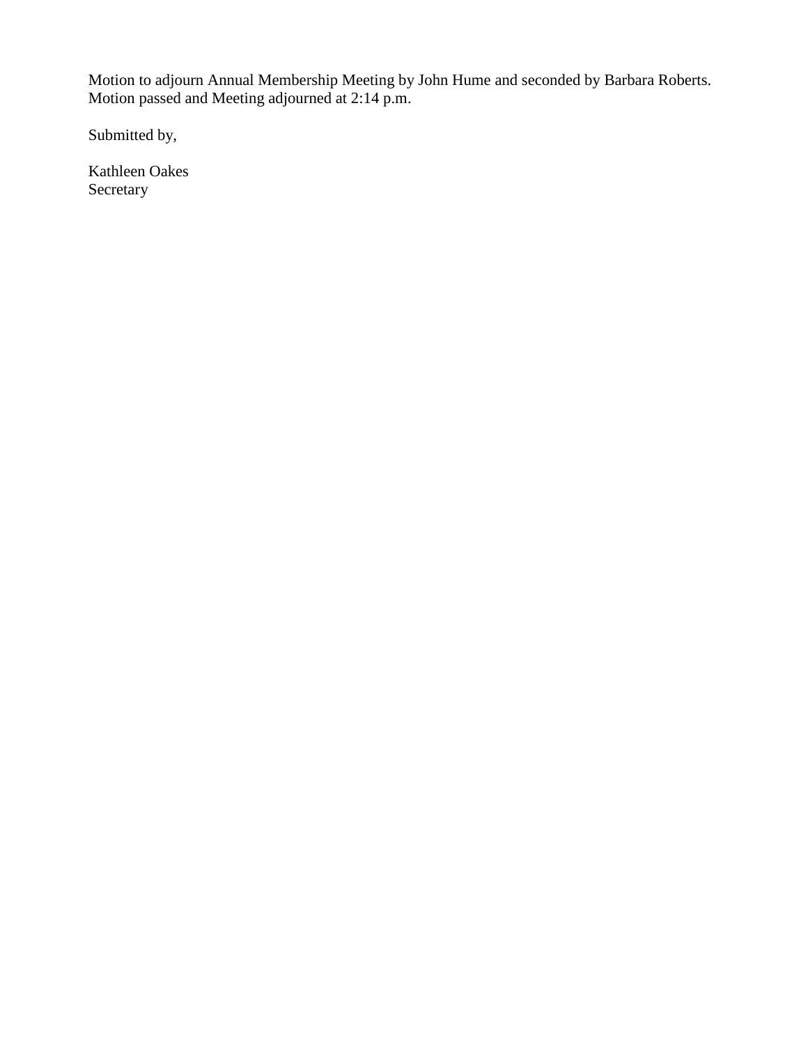Motion to adjourn Annual Membership Meeting by John Hume and seconded by Barbara Roberts.
Motion passed and Meeting adjourned at 2:14 p.m.

Submitted by,

Kathleen Oakes
Secretary